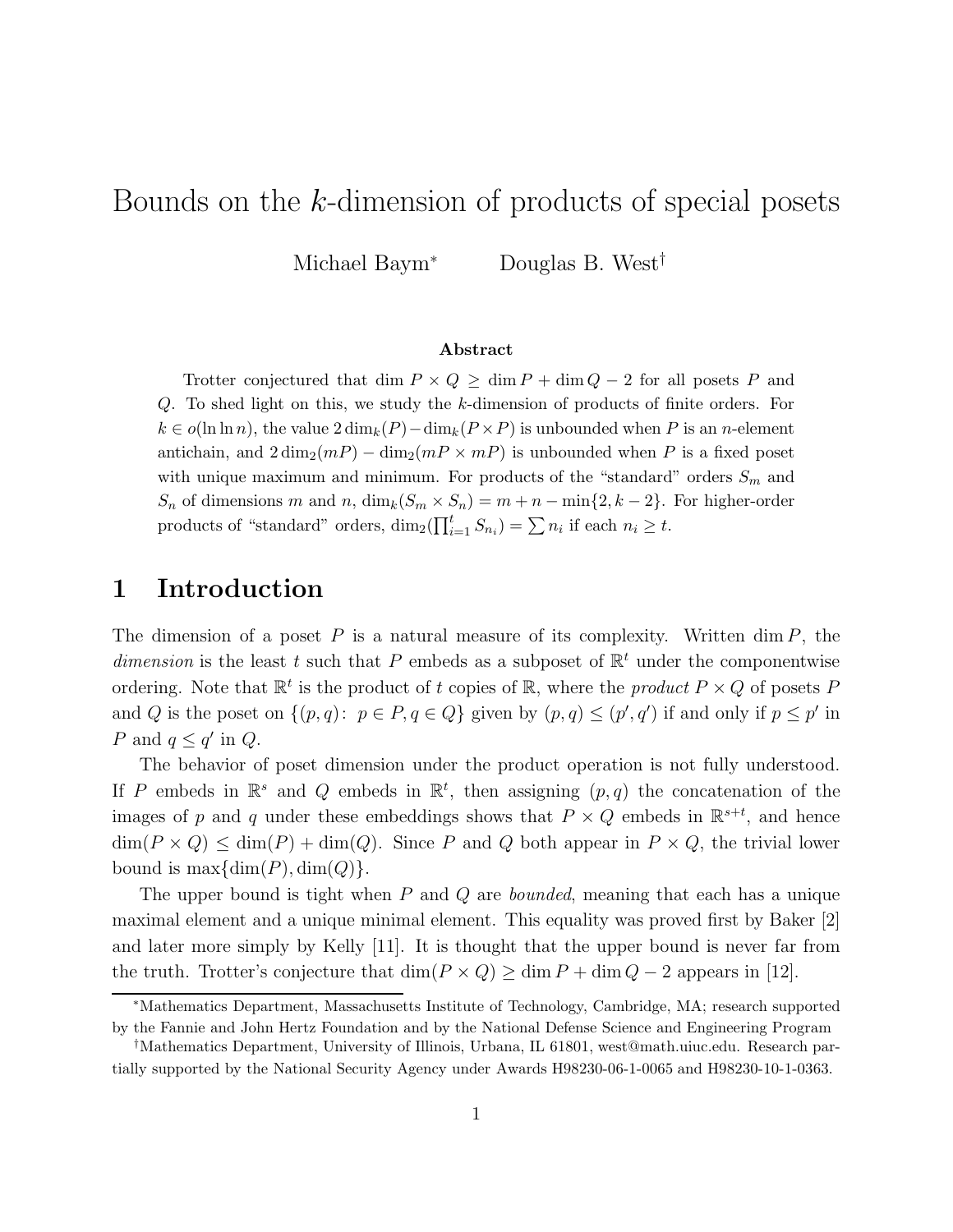# Bounds on the $k$-dimension of products of special posets

Michael Baym* Douglas B. West†

### Abstract

Trotter conjectured that $\dim P \times Q \geq \dim P + \dim Q - 2$ for all posets $P$ and $Q$. To shed light on this, we study the $k$-dimension of products of finite orders. For $k \in o(\ln \ln n)$, the value $2\dim_k(P) - \dim_k(P \times P)$ is unbounded when $P$ is an $n$-element antichain, and $2\dim_2(mP) - \dim_2(mP \times mP)$ is unbounded when $P$ is a fixed poset with unique maximum and minimum. For products of the "standard" orders $S_m$ and $S_n$ of dimensions $m$ and $n$, $\dim_k(S_m \times S_n) = m + n - \min\{2, k-2\}$. For higher-order products of "standard" orders, $\dim_2(\prod_{i=1}^t S_{n_i}) = \sum n_i$ if each $n_i \geq t$.

## 1 Introduction

The dimension of a poset $P$ is a natural measure of its complexity. Written $\dim P$, the *dimension* is the least $t$ such that $P$ embeds as a subposet of $\mathbb{R}^t$ under the componentwise ordering. Note that $\mathbb{R}^t$ is the product of $t$ copies of $\mathbb{R}$, where the *product* $P \times Q$ of posets $P$ and $Q$ is the poset on $\{(p, q)\colon\ p \in P, q \in Q\}$ given by $(p, q) \leq (p', q')$ if and only if $p \leq p'$ in $P$ and $q \leq q'$ in $Q$.

The behavior of poset dimension under the product operation is not fully understood. If $P$ embeds in $\mathbb{R}^s$ and $Q$ embeds in $\mathbb{R}^t$, then assigning $(p, q)$ the concatenation of the images of $p$ and $q$ under these embeddings shows that $P \times Q$ embeds in $\mathbb{R}^{s+t}$, and hence $\dim(P \times Q) \leq \dim(P) + \dim(Q)$. Since $P$ and $Q$ both appear in $P \times Q$, the trivial lower bound is $\max\{\dim(P), \dim(Q)\}$.

The upper bound is tight when $P$ and $Q$ are *bounded*, meaning that each has a unique maximal element and a unique minimal element. This equality was proved first by Baker [2] and later more simply by Kelly [11]. It is thought that the upper bound is never far from the truth. Trotter's conjecture that $\dim(P \times Q) \geq \dim P + \dim Q - 2$ appears in [12].

---

*Mathematics Department, Massachusetts Institute of Technology, Cambridge, MA; research supported by the Fannie and John Hertz Foundation and by the National Defense Science and Engineering Program

†Mathematics Department, University of Illinois, Urbana, IL 61801, west@math.uiuc.edu. Research partially supported by the National Security Agency under Awards H98230-06-1-0065 and H98230-10-1-0363.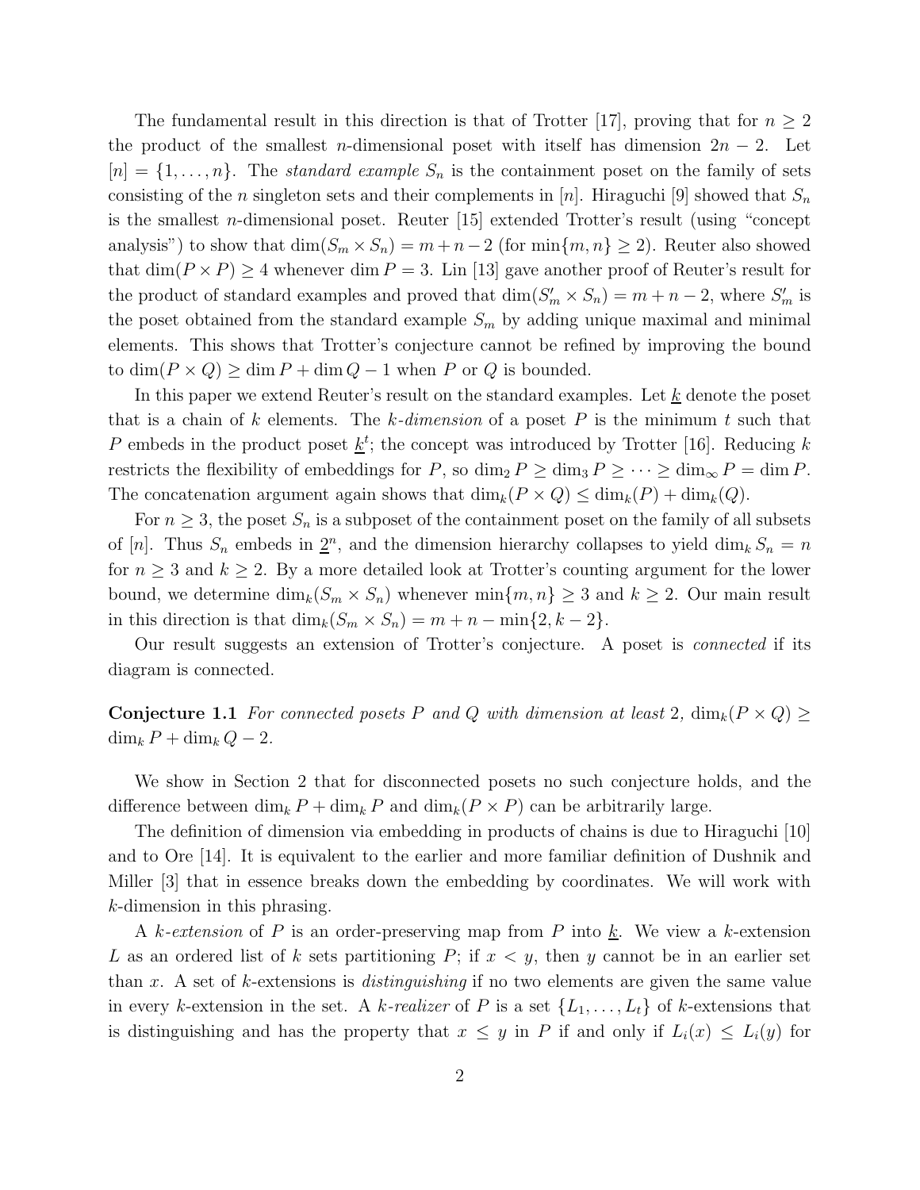The fundamental result in this direction is that of Trotter [17], proving that for $n \geq 2$ the product of the smallest $n$-dimensional poset with itself has dimension $2n - 2$. Let $[n] = \{1, \ldots, n\}$. The *standard example* $S_n$ is the containment poset on the family of sets consisting of the $n$ singleton sets and their complements in $[n]$. Hiraguchi [9] showed that $S_n$ is the smallest $n$-dimensional poset. Reuter [15] extended Trotter's result (using "concept analysis") to show that $\dim(S_m \times S_n) = m + n - 2$ (for $\min\{m, n\} \geq 2$). Reuter also showed that $\dim(P \times P) \geq 4$ whenever $\dim P = 3$. Lin [13] gave another proof of Reuter's result for the product of standard examples and proved that $\dim(S'_m \times S_n) = m + n - 2$, where $S'_m$ is the poset obtained from the standard example $S_m$ by adding unique maximal and minimal elements. This shows that Trotter's conjecture cannot be refined by improving the bound to $\dim(P \times Q) \geq \dim P + \dim Q - 1$ when $P$ or $Q$ is bounded.

In this paper we extend Reuter's result on the standard examples. Let $\underline{k}$ denote the poset that is a chain of $k$ elements. The *$k$-dimension* of a poset $P$ is the minimum $t$ such that $P$ embeds in the product poset $\underline{k}^t$; the concept was introduced by Trotter [16]. Reducing $k$ restricts the flexibility of embeddings for $P$, so $\dim_2 P \geq \dim_3 P \geq \cdots \geq \dim_\infty P = \dim P$. The concatenation argument again shows that $\dim_k(P \times Q) \leq \dim_k(P) + \dim_k(Q)$.

For $n \geq 3$, the poset $S_n$ is a subposet of the containment poset on the family of all subsets of $[n]$. Thus $S_n$ embeds in $\underline{2}^n$, and the dimension hierarchy collapses to yield $\dim_k S_n = n$ for $n \geq 3$ and $k \geq 2$. By a more detailed look at Trotter's counting argument for the lower bound, we determine $\dim_k(S_m \times S_n)$ whenever $\min\{m, n\} \geq 3$ and $k \geq 2$. Our main result in this direction is that $\dim_k(S_m \times S_n) = m + n - \min\{2, k - 2\}$.

Our result suggests an extension of Trotter's conjecture. A poset is *connected* if its diagram is connected.

**Conjecture 1.1** *For connected posets $P$ and $Q$ with dimension at least 2, $\dim_k(P \times Q) \geq \dim_k P + \dim_k Q - 2$.*

We show in Section 2 that for disconnected posets no such conjecture holds, and the difference between $\dim_k P + \dim_k P$ and $\dim_k(P \times P)$ can be arbitrarily large.

The definition of dimension via embedding in products of chains is due to Hiraguchi [10] and to Ore [14]. It is equivalent to the earlier and more familiar definition of Dushnik and Miller [3] that in essence breaks down the embedding by coordinates. We will work with $k$-dimension in this phrasing.

A *$k$-extension* of $P$ is an order-preserving map from $P$ into $\underline{k}$. We view a $k$-extension $L$ as an ordered list of $k$ sets partitioning $P$; if $x < y$, then $y$ cannot be in an earlier set than $x$. A set of $k$-extensions is *distinguishing* if no two elements are given the same value in every $k$-extension in the set. A *$k$-realizer* of $P$ is a set $\{L_1, \ldots, L_t\}$ of $k$-extensions that is distinguishing and has the property that $x \leq y$ in $P$ if and only if $L_i(x) \leq L_i(y)$ for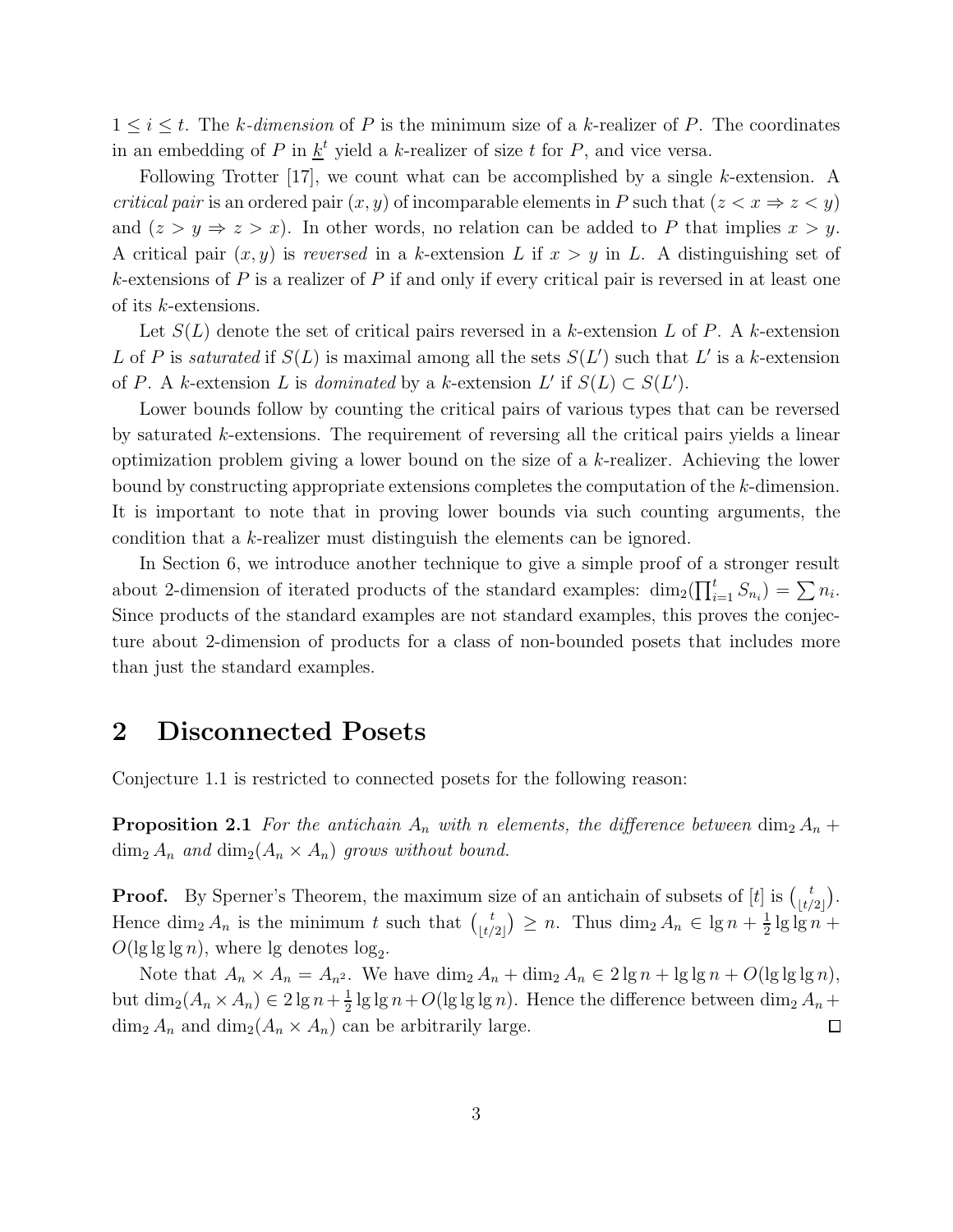$1 \le i \le t$. The *k-dimension* of $P$ is the minimum size of a $k$-realizer of $P$. The coordinates in an embedding of $P$ in $\underline{k}^t$ yield a $k$-realizer of size $t$ for $P$, and vice versa.

Following Trotter [17], we count what can be accomplished by a single $k$-extension. A *critical pair* is an ordered pair $(x, y)$ of incomparable elements in $P$ such that $(z < x \Rightarrow z < y)$ and $(z > y \Rightarrow z > x)$. In other words, no relation can be added to $P$ that implies $x > y$. A critical pair $(x, y)$ is *reversed* in a $k$-extension $L$ if $x > y$ in $L$. A distinguishing set of $k$-extensions of $P$ is a realizer of $P$ if and only if every critical pair is reversed in at least one of its $k$-extensions.

Let $S(L)$ denote the set of critical pairs reversed in a $k$-extension $L$ of $P$. A $k$-extension $L$ of $P$ is *saturated* if $S(L)$ is maximal among all the sets $S(L')$ such that $L'$ is a $k$-extension of $P$. A $k$-extension $L$ is *dominated* by a $k$-extension $L'$ if $S(L) \subset S(L')$.

Lower bounds follow by counting the critical pairs of various types that can be reversed by saturated $k$-extensions. The requirement of reversing all the critical pairs yields a linear optimization problem giving a lower bound on the size of a $k$-realizer. Achieving the lower bound by constructing appropriate extensions completes the computation of the $k$-dimension. It is important to note that in proving lower bounds via such counting arguments, the condition that a $k$-realizer must distinguish the elements can be ignored.

In Section 6, we introduce another technique to give a simple proof of a stronger result about 2-dimension of iterated products of the standard examples: $\dim_2(\prod_{i=1}^{t} S_{n_i}) = \sum n_i$. Since products of the standard examples are not standard examples, this proves the conjecture about 2-dimension of products for a class of non-bounded posets that includes more than just the standard examples.

## 2 Disconnected Posets

Conjecture 1.1 is restricted to connected posets for the following reason:

**Proposition 2.1** *For the antichain $A_n$ with $n$ elements, the difference between $\dim_2 A_n + \dim_2 A_n$ and $\dim_2(A_n \times A_n)$ grows without bound.*

**Proof.** By Sperner's Theorem, the maximum size of an antichain of subsets of $[t]$ is $\binom{t}{\lfloor t/2 \rfloor}$. Hence $\dim_2 A_n$ is the minimum $t$ such that $\binom{t}{\lfloor t/2 \rfloor} \ge n$. Thus $\dim_2 A_n \in \lg n + \frac{1}{2} \lg\lg n + O(\lg\lg\lg n)$, where $\lg$ denotes $\log_2$.

Note that $A_n \times A_n = A_{n^2}$. We have $\dim_2 A_n + \dim_2 A_n \in 2\lg n + \lg\lg n + O(\lg\lg\lg n)$, but $\dim_2(A_n \times A_n) \in 2\lg n + \frac{1}{2}\lg\lg n + O(\lg\lg\lg n)$. Hence the difference between $\dim_2 A_n + \dim_2 A_n$ and $\dim_2(A_n \times A_n)$ can be arbitrarily large. $\square$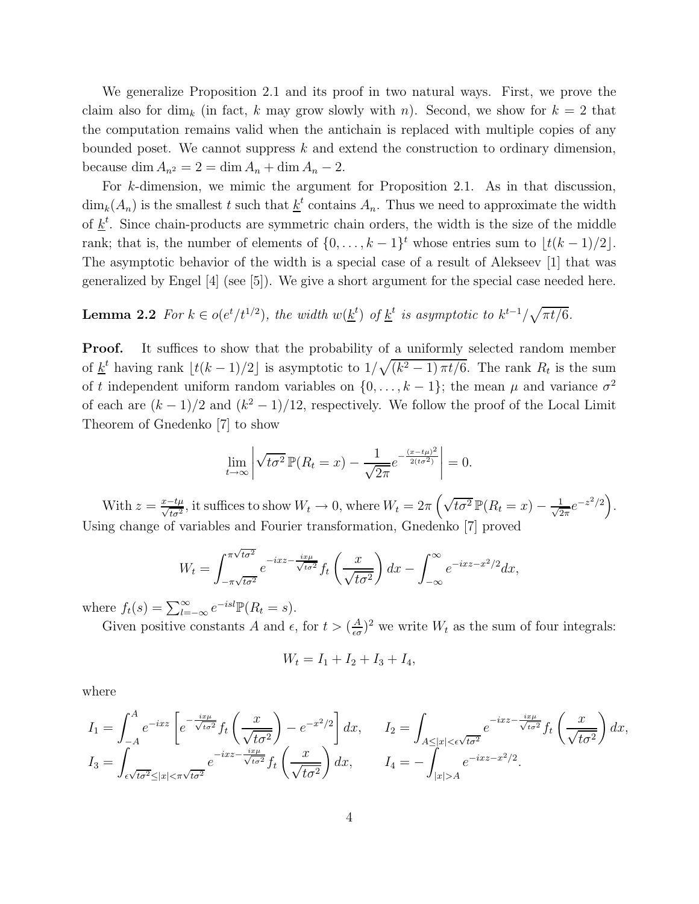We generalize Proposition 2.1 and its proof in two natural ways. First, we prove the claim also for $\dim_k$ (in fact, $k$ may grow slowly with $n$). Second, we show for $k = 2$ that the computation remains valid when the antichain is replaced with multiple copies of any bounded poset. We cannot suppress $k$ and extend the construction to ordinary dimension, because $\dim A_{n^2} = 2 = \dim A_n + \dim A_n - 2$.

For $k$-dimension, we mimic the argument for Proposition 2.1. As in that discussion, $\dim_k(A_n)$ is the smallest $t$ such that $\underline{k}^t$ contains $A_n$. Thus we need to approximate the width of $\underline{k}^t$. Since chain-products are symmetric chain orders, the width is the size of the middle rank; that is, the number of elements of $\{0, \ldots, k-1\}^t$ whose entries sum to $\lfloor t(k-1)/2 \rfloor$. The asymptotic behavior of the width is a special case of a result of Alekseev [1] that was generalized by Engel [4] (see [5]). We give a short argument for the special case needed here.

**Lemma 2.2** *For $k \in o(e^t/t^{1/2})$, the width $w(\underline{k}^t)$ of $\underline{k}^t$ is asymptotic to $k^{t-1}/\sqrt{\pi t/6}$.*

**Proof.** It suffices to show that the probability of a uniformly selected random member of $\underline{k}^t$ having rank $\lfloor t(k-1)/2 \rfloor$ is asymptotic to $1/\sqrt{(k^2-1)\,\pi t/6}$. The rank $R_t$ is the sum of $t$ independent uniform random variables on $\{0, \ldots, k-1\}$; the mean $\mu$ and variance $\sigma^2$ of each are $(k-1)/2$ and $(k^2-1)/12$, respectively. We follow the proof of the Local Limit Theorem of Gnedenko [7] to show

$$\lim_{t\to\infty} \left| \sqrt{t\sigma^2}\, \mathbb{P}(R_t = x) - \frac{1}{\sqrt{2\pi}} e^{-\frac{(x-t\mu)^2}{2(t\sigma^2)}} \right| = 0.$$

With $z = \frac{x - t\mu}{\sqrt{t\sigma^2}}$, it suffices to show $W_t \to 0$, where $W_t = 2\pi \left( \sqrt{t\sigma^2}\, \mathbb{P}(R_t = x) - \frac{1}{\sqrt{2\pi}} e^{-z^2/2} \right)$. Using change of variables and Fourier transformation, Gnedenko [7] proved

$$W_t = \int_{-\pi\sqrt{t\sigma^2}}^{\pi\sqrt{t\sigma^2}} e^{-ixz - \frac{ix\mu}{\sqrt{t\sigma^2}}} f_t\left(\frac{x}{\sqrt{t\sigma^2}}\right) dx - \int_{-\infty}^{\infty} e^{-ixz - x^2/2} dx,$$

where $f_t(s) = \sum_{l=-\infty}^{\infty} e^{-isl} \mathbb{P}(R_t = s)$.

Given positive constants $A$ and $\epsilon$, for $t > (\frac{A}{\epsilon\sigma})^2$ we write $W_t$ as the sum of four integrals:

$$W_t = I_1 + I_2 + I_3 + I_4,$$

where

$$I_1 = \int_{-A}^{A} e^{-ixz} \left[ e^{-\frac{ix\mu}{\sqrt{t\sigma^2}}} f_t\left(\frac{x}{\sqrt{t\sigma^2}}\right) - e^{-x^2/2} \right] dx, \qquad I_2 = \int_{A \le |x| < \epsilon\sqrt{t\sigma^2}} e^{-ixz - \frac{ix\mu}{\sqrt{t\sigma^2}}} f_t\left(\frac{x}{\sqrt{t\sigma^2}}\right) dx,$$

$$I_3 = \int_{\epsilon\sqrt{t\sigma^2} \le |x| < \pi\sqrt{t\sigma^2}} e^{-ixz - \frac{ix\mu}{\sqrt{t\sigma^2}}} f_t\left(\frac{x}{\sqrt{t\sigma^2}}\right) dx, \qquad I_4 = -\int_{|x|>A} e^{-ixz - x^2/2}.$$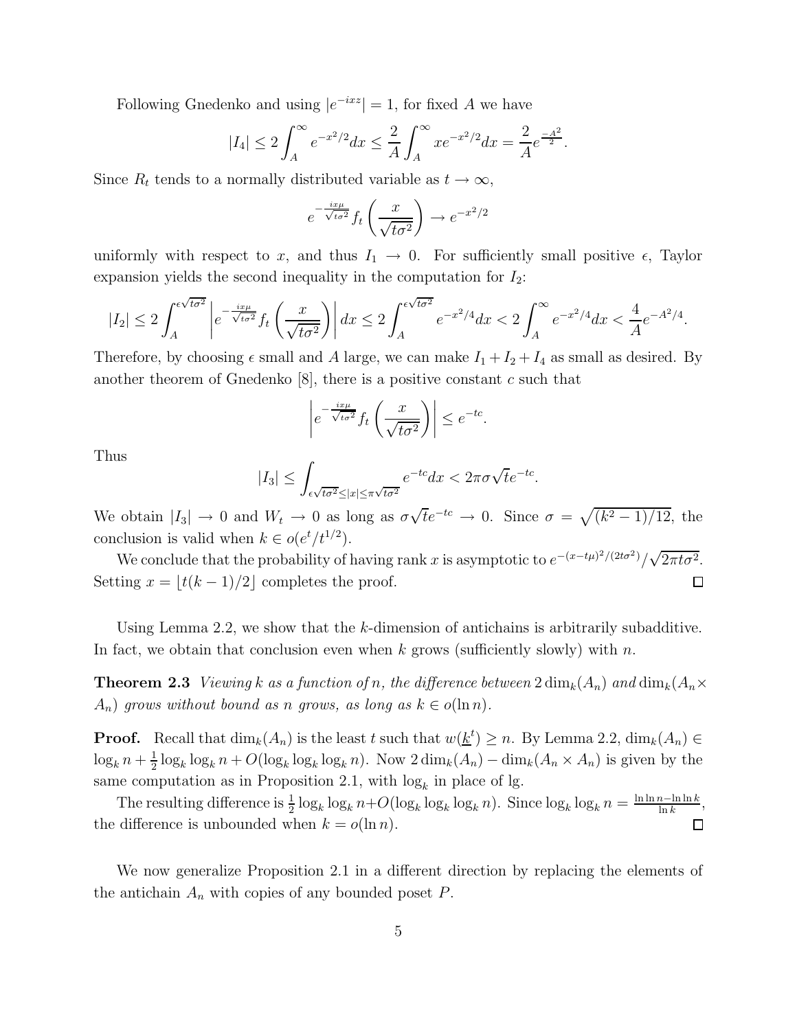Following Gnedenko and using $|e^{-ixz}| = 1$, for fixed $A$ we have

$$|I_4| \leq 2\int_A^\infty e^{-x^2/2}dx \leq \frac{2}{A}\int_A^\infty xe^{-x^2/2}dx = \frac{2}{A}e^{\frac{-A^2}{2}}.$$

Since $R_t$ tends to a normally distributed variable as $t \to \infty$,

$$e^{-\frac{ix\mu}{\sqrt{t\sigma^2}}} f_t\left(\frac{x}{\sqrt{t\sigma^2}}\right) \to e^{-x^2/2}$$

uniformly with respect to $x$, and thus $I_1 \to 0$. For sufficiently small positive $\epsilon$, Taylor expansion yields the second inequality in the computation for $I_2$:

$$|I_2| \leq 2\int_A^{\epsilon\sqrt{t\sigma^2}} \left|e^{-\frac{ix\mu}{\sqrt{t\sigma^2}}} f_t\left(\frac{x}{\sqrt{t\sigma^2}}\right)\right| dx \leq 2\int_A^{\epsilon\sqrt{t\sigma^2}} e^{-x^2/4}dx < 2\int_A^\infty e^{-x^2/4}dx < \frac{4}{A}e^{-A^2/4}.$$

Therefore, by choosing $\epsilon$ small and $A$ large, we can make $I_1 + I_2 + I_4$ as small as desired. By another theorem of Gnedenko [8], there is a positive constant $c$ such that

$$\left|e^{-\frac{ix\mu}{\sqrt{t\sigma^2}}} f_t\left(\frac{x}{\sqrt{t\sigma^2}}\right)\right| \leq e^{-tc}.$$

Thus

$$|I_3| \leq \int_{\epsilon\sqrt{t\sigma^2}\leq|x|\leq\pi\sqrt{t\sigma^2}} e^{-tc}dx < 2\pi\sigma\sqrt{t}e^{-tc}.$$

We obtain $|I_3| \to 0$ and $W_t \to 0$ as long as $\sigma\sqrt{t}e^{-tc} \to 0$. Since $\sigma = \sqrt{(k^2-1)/12}$, the conclusion is valid when $k \in o(e^t/t^{1/2})$.

We conclude that the probability of having rank $x$ is asymptotic to $e^{-(x-t\mu)^2/(2t\sigma^2)}/\sqrt{2\pi t\sigma^2}$. Setting $x = \lfloor t(k-1)/2 \rfloor$ completes the proof. $\square$

Using Lemma 2.2, we show that the $k$-dimension of antichains is arbitrarily subadditive. In fact, we obtain that conclusion even when $k$ grows (sufficiently slowly) with $n$.

**Theorem 2.3** *Viewing $k$ as a function of $n$, the difference between $2\dim_k(A_n)$ and $\dim_k(A_n \times A_n)$ grows without bound as $n$ grows, as long as $k \in o(\ln n)$.*

**Proof.** Recall that $\dim_k(A_n)$ is the least $t$ such that $w(\underline{k}^t) \geq n$. By Lemma 2.2, $\dim_k(A_n) \in \log_k n + \frac{1}{2}\log_k \log_k n + O(\log_k \log_k \log_k n)$. Now $2\dim_k(A_n) - \dim_k(A_n \times A_n)$ is given by the same computation as in Proposition 2.1, with $\log_k$ in place of lg.

The resulting difference is $\frac{1}{2}\log_k \log_k n + O(\log_k \log_k \log_k n)$. Since $\log_k \log_k n = \frac{\ln\ln n - \ln\ln k}{\ln k}$, the difference is unbounded when $k = o(\ln n)$. $\square$

We now generalize Proposition 2.1 in a different direction by replacing the elements of the antichain $A_n$ with copies of any bounded poset $P$.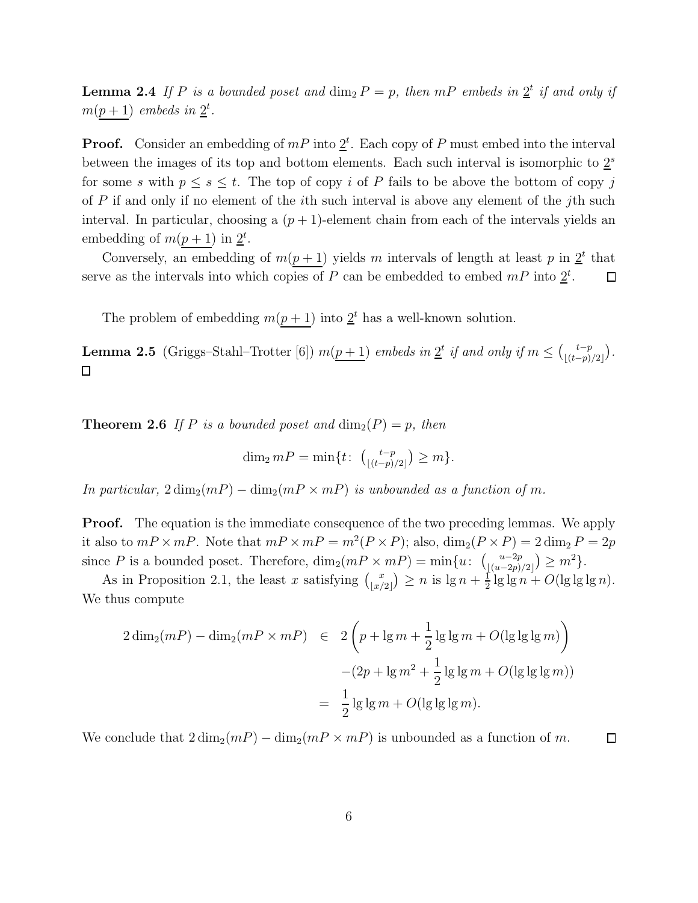**Lemma 2.4** *If $P$ is a bounded poset and $\dim_2 P = p$, then $mP$ embeds in $\underline{2}^t$ if and only if $m(\underline{p+1})$ embeds in $\underline{2}^t$.*

**Proof.** Consider an embedding of $mP$ into $\underline{2}^t$. Each copy of $P$ must embed into the interval between the images of its top and bottom elements. Each such interval is isomorphic to $\underline{2}^s$ for some $s$ with $p \leq s \leq t$. The top of copy $i$ of $P$ fails to be above the bottom of copy $j$ of $P$ if and only if no element of the $i$th such interval is above any element of the $j$th such interval. In particular, choosing a $(p+1)$-element chain from each of the intervals yields an embedding of $m(\underline{p+1})$ in $\underline{2}^t$.

Conversely, an embedding of $m(\underline{p+1})$ yields $m$ intervals of length at least $p$ in $\underline{2}^t$ that serve as the intervals into which copies of $P$ can be embedded to embed $mP$ into $\underline{2}^t$. $\square$

The problem of embedding $m(\underline{p+1})$ into $\underline{2}^t$ has a well-known solution.

**Lemma 2.5** (Griggs–Stahl–Trotter [6]) *$m(\underline{p+1})$ embeds in $\underline{2}^t$ if and only if $m \leq \binom{t-p}{\lfloor (t-p)/2 \rfloor}$.* $\square$

**Theorem 2.6** *If $P$ is a bounded poset and $\dim_2(P) = p$, then*

$$\dim_2 mP = \min\{t\colon \tbinom{t-p}{\lfloor (t-p)/2 \rfloor} \geq m\}.$$

*In particular, $2\dim_2(mP) - \dim_2(mP \times mP)$ is unbounded as a function of $m$.*

**Proof.** The equation is the immediate consequence of the two preceding lemmas. We apply it also to $mP \times mP$. Note that $mP \times mP = m^2(P \times P)$; also, $\dim_2(P \times P) = 2\dim_2 P = 2p$ since $P$ is a bounded poset. Therefore, $\dim_2(mP \times mP) = \min\{u\colon \binom{u-2p}{\lfloor (u-2p)/2 \rfloor} \geq m^2\}$.

As in Proposition 2.1, the least $x$ satisfying $\binom{x}{\lfloor x/2 \rfloor} \geq n$ is $\lg n + \frac{1}{2}\lg\lg n + O(\lg\lg\lg n)$. We thus compute

$$\begin{aligned}
2\dim_2(mP) - \dim_2(mP \times mP) &\in 2\left(p + \lg m + \frac{1}{2}\lg\lg m + O(\lg\lg\lg m)\right) \\
&\quad -(2p + \lg m^2 + \frac{1}{2}\lg\lg m + O(\lg\lg\lg m)) \\
&= \frac{1}{2}\lg\lg m + O(\lg\lg\lg m).
\end{aligned}$$

We conclude that $2\dim_2(mP) - \dim_2(mP \times mP)$ is unbounded as a function of $m$. $\square$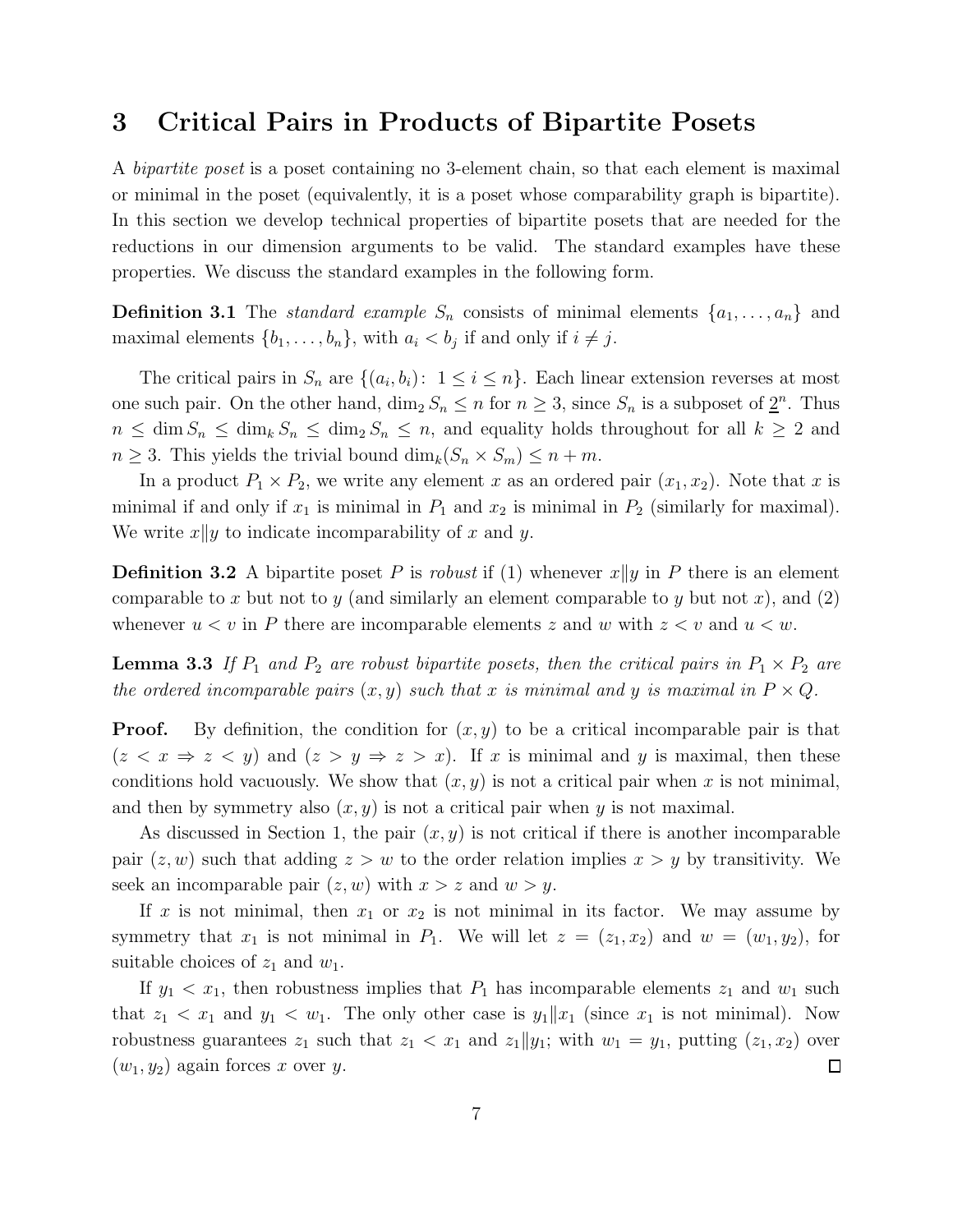# 3 Critical Pairs in Products of Bipartite Posets

A *bipartite poset* is a poset containing no 3-element chain, so that each element is maximal or minimal in the poset (equivalently, it is a poset whose comparability graph is bipartite). In this section we develop technical properties of bipartite posets that are needed for the reductions in our dimension arguments to be valid. The standard examples have these properties. We discuss the standard examples in the following form.

**Definition 3.1** The *standard example* $S_n$ consists of minimal elements $\{a_1, \ldots, a_n\}$ and maximal elements $\{b_1, \ldots, b_n\}$, with $a_i < b_j$ if and only if $i \neq j$.

The critical pairs in $S_n$ are $\{(a_i, b_i)\colon\ 1 \leq i \leq n\}$. Each linear extension reverses at most one such pair. On the other hand, $\dim_2 S_n \leq n$ for $n \geq 3$, since $S_n$ is a subposet of $\underline{2}^n$. Thus $n \leq \dim S_n \leq \dim_k S_n \leq \dim_2 S_n \leq n$, and equality holds throughout for all $k \geq 2$ and $n \geq 3$. This yields the trivial bound $\dim_k(S_n \times S_m) \leq n + m$.

In a product $P_1 \times P_2$, we write any element $x$ as an ordered pair $(x_1, x_2)$. Note that $x$ is minimal if and only if $x_1$ is minimal in $P_1$ and $x_2$ is minimal in $P_2$ (similarly for maximal). We write $x \| y$ to indicate incomparability of $x$ and $y$.

**Definition 3.2** A bipartite poset $P$ is *robust* if (1) whenever $x \| y$ in $P$ there is an element comparable to $x$ but not to $y$ (and similarly an element comparable to $y$ but not $x$), and (2) whenever $u < v$ in $P$ there are incomparable elements $z$ and $w$ with $z < v$ and $u < w$.

**Lemma 3.3** *If $P_1$ and $P_2$ are robust bipartite posets, then the critical pairs in $P_1 \times P_2$ are the ordered incomparable pairs $(x, y)$ such that $x$ is minimal and $y$ is maximal in $P \times Q$.*

**Proof.** By definition, the condition for $(x, y)$ to be a critical incomparable pair is that $(z < x \Rightarrow z < y)$ and $(z > y \Rightarrow z > x)$. If $x$ is minimal and $y$ is maximal, then these conditions hold vacuously. We show that $(x, y)$ is not a critical pair when $x$ is not minimal, and then by symmetry also $(x, y)$ is not a critical pair when $y$ is not maximal.

As discussed in Section 1, the pair $(x, y)$ is not critical if there is another incomparable pair $(z, w)$ such that adding $z > w$ to the order relation implies $x > y$ by transitivity. We seek an incomparable pair $(z, w)$ with $x > z$ and $w > y$.

If $x$ is not minimal, then $x_1$ or $x_2$ is not minimal in its factor. We may assume by symmetry that $x_1$ is not minimal in $P_1$. We will let $z = (z_1, x_2)$ and $w = (w_1, y_2)$, for suitable choices of $z_1$ and $w_1$.

If $y_1 < x_1$, then robustness implies that $P_1$ has incomparable elements $z_1$ and $w_1$ such that $z_1 < x_1$ and $y_1 < w_1$. The only other case is $y_1 \| x_1$ (since $x_1$ is not minimal). Now robustness guarantees $z_1$ such that $z_1 < x_1$ and $z_1 \| y_1$; with $w_1 = y_1$, putting $(z_1, x_2)$ over $(w_1, y_2)$ again forces $x$ over $y$. □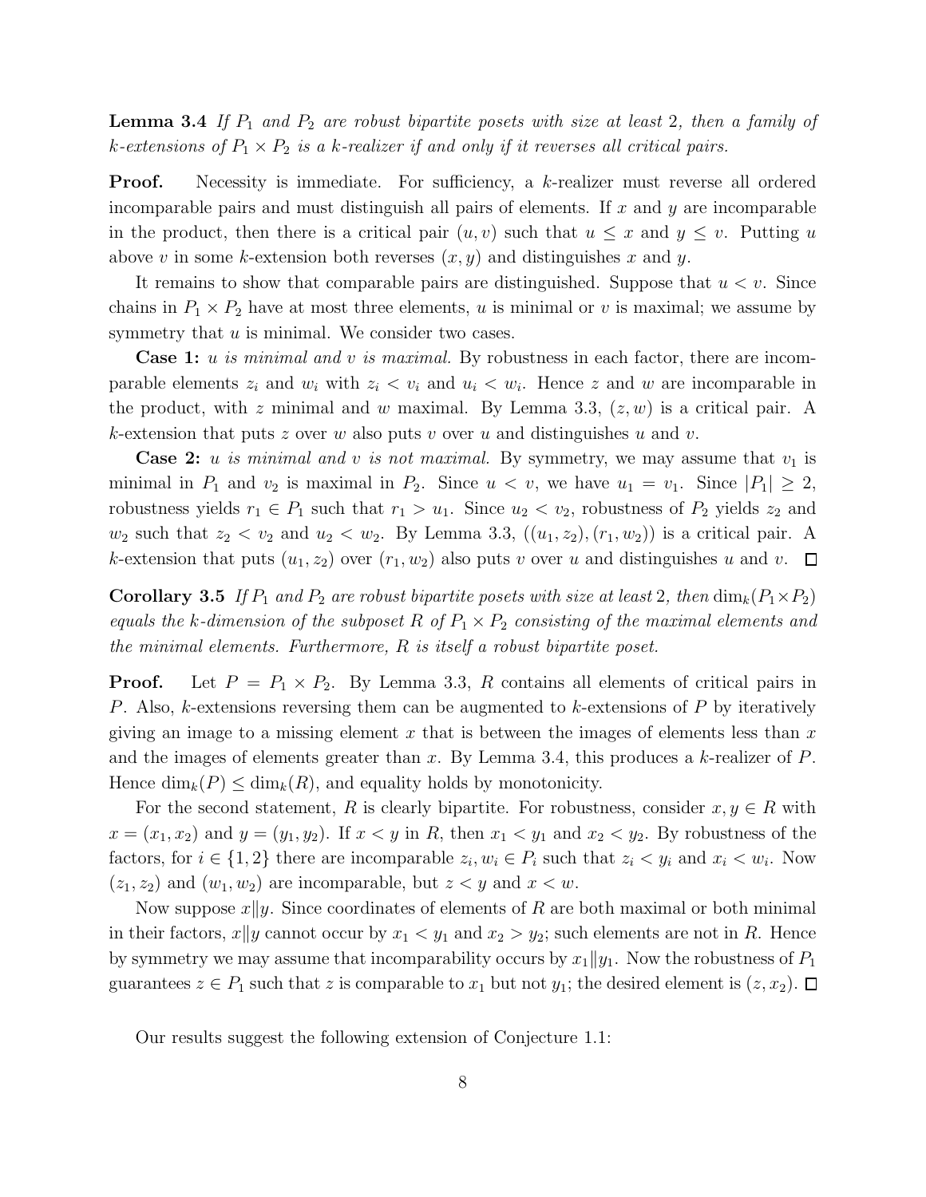**Lemma 3.4** *If $P_1$ and $P_2$ are robust bipartite posets with size at least 2, then a family of $k$-extensions of $P_1 \times P_2$ is a $k$-realizer if and only if it reverses all critical pairs.*

**Proof.** Necessity is immediate. For sufficiency, a $k$-realizer must reverse all ordered incomparable pairs and must distinguish all pairs of elements. If $x$ and $y$ are incomparable in the product, then there is a critical pair $(u, v)$ such that $u \leq x$ and $y \leq v$. Putting $u$ above $v$ in some $k$-extension both reverses $(x, y)$ and distinguishes $x$ and $y$.

It remains to show that comparable pairs are distinguished. Suppose that $u < v$. Since chains in $P_1 \times P_2$ have at most three elements, $u$ is minimal or $v$ is maximal; we assume by symmetry that $u$ is minimal. We consider two cases.

**Case 1:** *$u$ is minimal and $v$ is maximal.* By robustness in each factor, there are incomparable elements $z_i$ and $w_i$ with $z_i < v_i$ and $u_i < w_i$. Hence $z$ and $w$ are incomparable in the product, with $z$ minimal and $w$ maximal. By Lemma 3.3, $(z, w)$ is a critical pair. A $k$-extension that puts $z$ over $w$ also puts $v$ over $u$ and distinguishes $u$ and $v$.

**Case 2:** *$u$ is minimal and $v$ is not maximal.* By symmetry, we may assume that $v_1$ is minimal in $P_1$ and $v_2$ is maximal in $P_2$. Since $u < v$, we have $u_1 = v_1$. Since $|P_1| \geq 2$, robustness yields $r_1 \in P_1$ such that $r_1 > u_1$. Since $u_2 < v_2$, robustness of $P_2$ yields $z_2$ and $w_2$ such that $z_2 < v_2$ and $u_2 < w_2$. By Lemma 3.3, $((u_1, z_2), (r_1, w_2))$ is a critical pair. A $k$-extension that puts $(u_1, z_2)$ over $(r_1, w_2)$ also puts $v$ over $u$ and distinguishes $u$ and $v$. $\square$

**Corollary 3.5** *If $P_1$ and $P_2$ are robust bipartite posets with size at least 2, then $\dim_k(P_1 \times P_2)$ equals the $k$-dimension of the subposet $R$ of $P_1 \times P_2$ consisting of the maximal elements and the minimal elements. Furthermore, $R$ is itself a robust bipartite poset.*

**Proof.** Let $P = P_1 \times P_2$. By Lemma 3.3, $R$ contains all elements of critical pairs in $P$. Also, $k$-extensions reversing them can be augmented to $k$-extensions of $P$ by iteratively giving an image to a missing element $x$ that is between the images of elements less than $x$ and the images of elements greater than $x$. By Lemma 3.4, this produces a $k$-realizer of $P$. Hence $\dim_k(P) \leq \dim_k(R)$, and equality holds by monotonicity.

For the second statement, $R$ is clearly bipartite. For robustness, consider $x, y \in R$ with $x = (x_1, x_2)$ and $y = (y_1, y_2)$. If $x < y$ in $R$, then $x_1 < y_1$ and $x_2 < y_2$. By robustness of the factors, for $i \in \{1, 2\}$ there are incomparable $z_i, w_i \in P_i$ such that $z_i < y_i$ and $x_i < w_i$. Now $(z_1, z_2)$ and $(w_1, w_2)$ are incomparable, but $z < y$ and $x < w$.

Now suppose $x \| y$. Since coordinates of elements of $R$ are both maximal or both minimal in their factors, $x \| y$ cannot occur by $x_1 < y_1$ and $x_2 > y_2$; such elements are not in $R$. Hence by symmetry we may assume that incomparability occurs by $x_1 \| y_1$. Now the robustness of $P_1$ guarantees $z \in P_1$ such that $z$ is comparable to $x_1$ but not $y_1$; the desired element is $(z, x_2)$. $\square$

Our results suggest the following extension of Conjecture 1.1: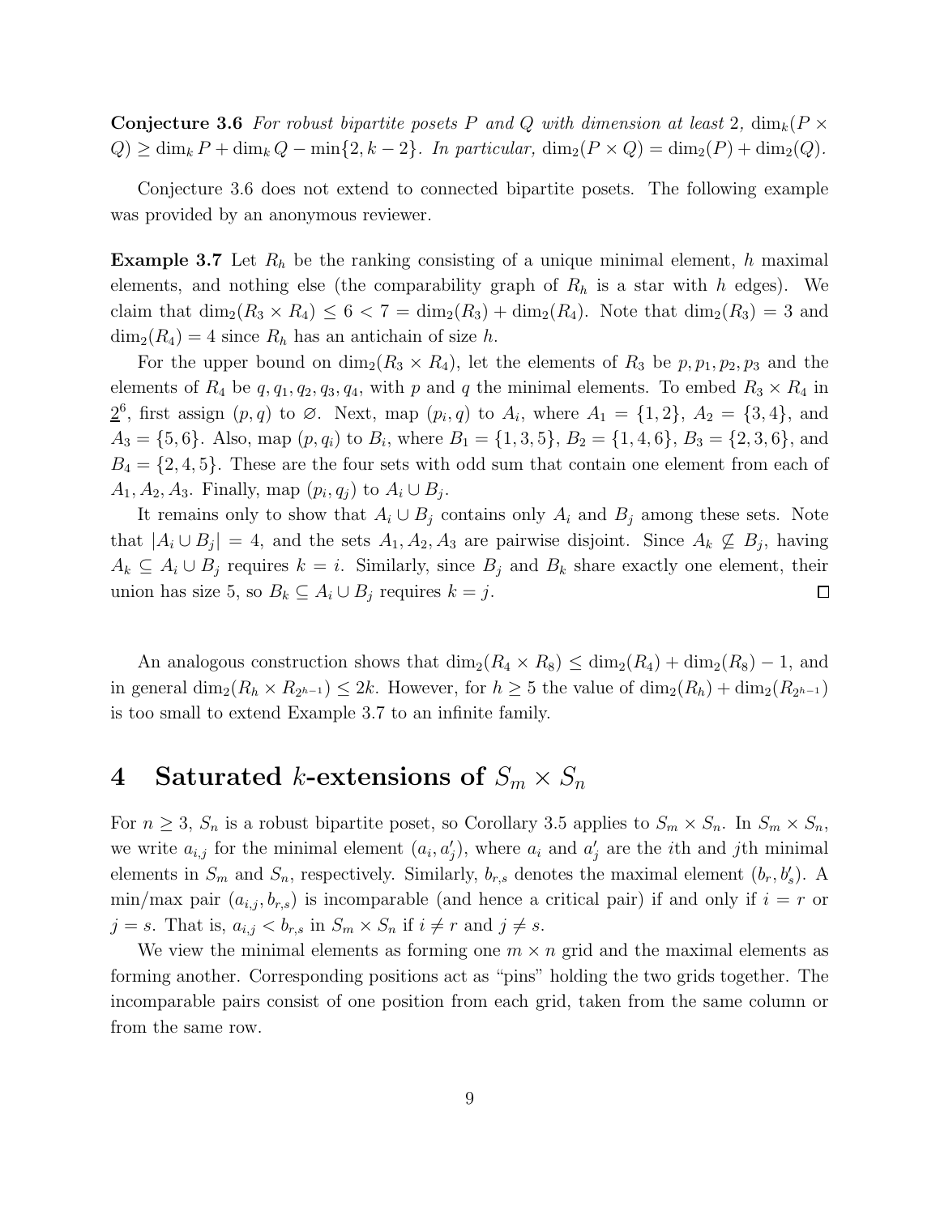**Conjecture 3.6** *For robust bipartite posets $P$ and $Q$ with dimension at least 2, $\dim_k(P \times Q) \geq \dim_k P + \dim_k Q - \min\{2, k-2\}$. In particular, $\dim_2(P \times Q) = \dim_2(P) + \dim_2(Q)$.*

Conjecture 3.6 does not extend to connected bipartite posets. The following example was provided by an anonymous reviewer.

**Example 3.7** Let $R_h$ be the ranking consisting of a unique minimal element, $h$ maximal elements, and nothing else (the comparability graph of $R_h$ is a star with $h$ edges). We claim that $\dim_2(R_3 \times R_4) \leq 6 < 7 = \dim_2(R_3) + \dim_2(R_4)$. Note that $\dim_2(R_3) = 3$ and $\dim_2(R_4) = 4$ since $R_h$ has an antichain of size $h$.

For the upper bound on $\dim_2(R_3 \times R_4)$, let the elements of $R_3$ be $p, p_1, p_2, p_3$ and the elements of $R_4$ be $q, q_1, q_2, q_3, q_4$, with $p$ and $q$ the minimal elements. To embed $R_3 \times R_4$ in $\underline{2}^6$, first assign $(p, q)$ to $\varnothing$. Next, map $(p_i, q)$ to $A_i$, where $A_1 = \{1, 2\}$, $A_2 = \{3, 4\}$, and $A_3 = \{5, 6\}$. Also, map $(p, q_i)$ to $B_i$, where $B_1 = \{1, 3, 5\}$, $B_2 = \{1, 4, 6\}$, $B_3 = \{2, 3, 6\}$, and $B_4 = \{2, 4, 5\}$. These are the four sets with odd sum that contain one element from each of $A_1, A_2, A_3$. Finally, map $(p_i, q_j)$ to $A_i \cup B_j$.

It remains only to show that $A_i \cup B_j$ contains only $A_i$ and $B_j$ among these sets. Note that $|A_i \cup B_j| = 4$, and the sets $A_1, A_2, A_3$ are pairwise disjoint. Since $A_k \not\subseteq B_j$, having $A_k \subseteq A_i \cup B_j$ requires $k = i$. Similarly, since $B_j$ and $B_k$ share exactly one element, their union has size 5, so $B_k \subseteq A_i \cup B_j$ requires $k = j$. $\square$

An analogous construction shows that $\dim_2(R_4 \times R_8) \leq \dim_2(R_4) + \dim_2(R_8) - 1$, and in general $\dim_2(R_h \times R_{2^{h-1}}) \leq 2k$. However, for $h \geq 5$ the value of $\dim_2(R_h) + \dim_2(R_{2^{h-1}})$ is too small to extend Example 3.7 to an infinite family.

# 4 Saturated $k$-extensions of $S_m \times S_n$

For $n \geq 3$, $S_n$ is a robust bipartite poset, so Corollary 3.5 applies to $S_m \times S_n$. In $S_m \times S_n$, we write $a_{i,j}$ for the minimal element $(a_i, a'_j)$, where $a_i$ and $a'_j$ are the $i$th and $j$th minimal elements in $S_m$ and $S_n$, respectively. Similarly, $b_{r,s}$ denotes the maximal element $(b_r, b'_s)$. A min/max pair $(a_{i,j}, b_{r,s})$ is incomparable (and hence a critical pair) if and only if $i = r$ or $j = s$. That is, $a_{i,j} < b_{r,s}$ in $S_m \times S_n$ if $i \neq r$ and $j \neq s$.

We view the minimal elements as forming one $m \times n$ grid and the maximal elements as forming another. Corresponding positions act as "pins" holding the two grids together. The incomparable pairs consist of one position from each grid, taken from the same column or from the same row.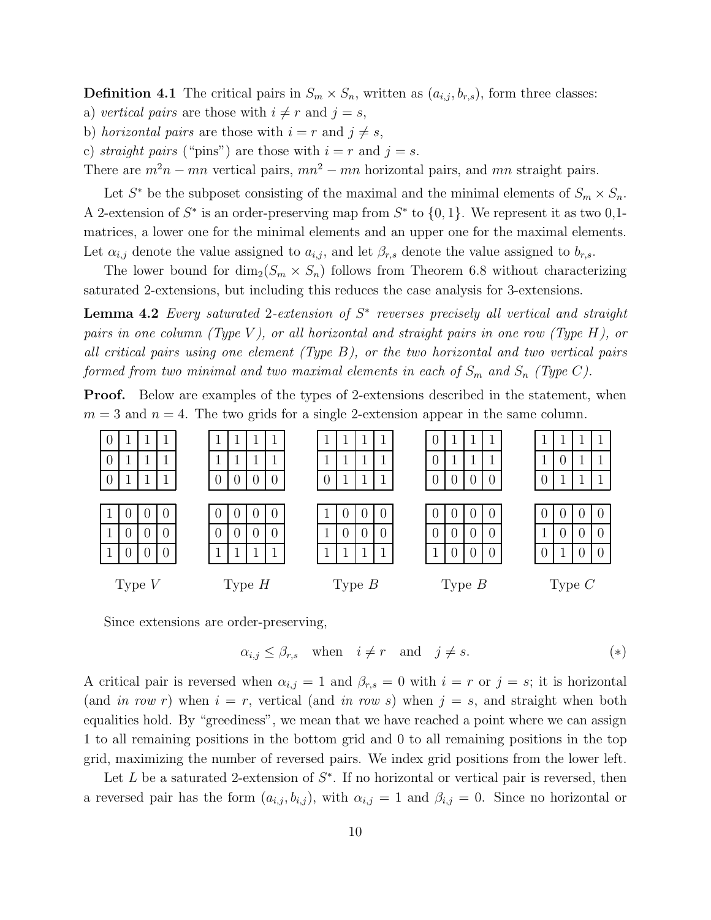**Definition 4.1** The critical pairs in $S_m \times S_n$, written as $(a_{i,j}, b_{r,s})$, form three classes:
a) *vertical pairs* are those with $i \neq r$ and $j = s$,
b) *horizontal pairs* are those with $i = r$ and $j \neq s$,
c) *straight pairs* ("pins") are those with $i = r$ and $j = s$.
There are $m^2n - mn$ vertical pairs, $mn^2 - mn$ horizontal pairs, and $mn$ straight pairs.

Let $S^*$ be the subposet consisting of the maximal and the minimal elements of $S_m \times S_n$. A 2-extension of $S^*$ is an order-preserving map from $S^*$ to $\{0, 1\}$. We represent it as two 0,1-matrices, a lower one for the minimal elements and an upper one for the maximal elements. Let $\alpha_{i,j}$ denote the value assigned to $a_{i,j}$, and let $\beta_{r,s}$ denote the value assigned to $b_{r,s}$.

The lower bound for $\dim_2(S_m \times S_n)$ follows from Theorem 6.8 without characterizing saturated 2-extensions, but including this reduces the case analysis for 3-extensions.

**Lemma 4.2** *Every saturated 2-extension of $S^*$ reverses precisely all vertical and straight pairs in one column (Type V), or all horizontal and straight pairs in one row (Type H), or all critical pairs using one element (Type B), or the two horizontal and two vertical pairs formed from two minimal and two maximal elements in each of $S_m$ and $S_n$ (Type C).*

**Proof.** Below are examples of the types of 2-extensions described in the statement, when $m = 3$ and $n = 4$. The two grids for a single 2-extension appear in the same column.

Type $V$ (upper grid):

| | | | |
|---|---|---|---|
| 0 | 1 | 1 | 1 |
| 0 | 1 | 1 | 1 |
| 0 | 1 | 1 | 1 |

Type $V$ (lower grid):

| | | | |
|---|---|---|---|
| 1 | 0 | 0 | 0 |
| 1 | 0 | 0 | 0 |
| 1 | 0 | 0 | 0 |

Type $H$ (upper grid):

| | | | |
|---|---|---|---|
| 1 | 1 | 1 | 1 |
| 1 | 1 | 1 | 1 |
| 0 | 0 | 0 | 0 |

Type $H$ (lower grid):

| | | | |
|---|---|---|---|
| 0 | 0 | 0 | 0 |
| 0 | 0 | 0 | 0 |
| 1 | 1 | 1 | 1 |

Type $B$ (upper grid):

| | | | |
|---|---|---|---|
| 1 | 1 | 1 | 1 |
| 1 | 1 | 1 | 1 |
| 0 | 1 | 1 | 1 |

Type $B$ (lower grid):

| | | | |
|---|---|---|---|
| 1 | 0 | 0 | 0 |
| 1 | 0 | 0 | 0 |
| 1 | 1 | 1 | 1 |

Type $B$ (upper grid):

| | | | |
|---|---|---|---|
| 0 | 1 | 1 | 1 |
| 0 | 1 | 1 | 1 |
| 0 | 0 | 0 | 0 |

Type $B$ (lower grid):

| | | | |
|---|---|---|---|
| 0 | 0 | 0 | 0 |
| 0 | 0 | 0 | 0 |
| 1 | 0 | 0 | 0 |

Type $C$ (upper grid):

| | | | |
|---|---|---|---|
| 1 | 1 | 1 | 1 |
| 1 | 0 | 1 | 1 |
| 0 | 1 | 1 | 1 |

Type $C$ (lower grid):

| | | | |
|---|---|---|---|
| 0 | 0 | 0 | 0 |
| 1 | 0 | 0 | 0 |
| 0 | 1 | 0 | 0 |

Since extensions are order-preserving,

$$\alpha_{i,j} \leq \beta_{r,s} \quad \text{when} \quad i \neq r \quad \text{and} \quad j \neq s. \qquad (*)$$

A critical pair is reversed when $\alpha_{i,j} = 1$ and $\beta_{r,s} = 0$ with $i = r$ or $j = s$; it is horizontal (and *in row* $r$) when $i = r$, vertical (and *in row* $s$) when $j = s$, and straight when both equalities hold. By "greediness", we mean that we have reached a point where we can assign 1 to all remaining positions in the bottom grid and 0 to all remaining positions in the top grid, maximizing the number of reversed pairs. We index grid positions from the lower left.

Let $L$ be a saturated 2-extension of $S^*$. If no horizontal or vertical pair is reversed, then a reversed pair has the form $(a_{i,j}, b_{i,j})$, with $\alpha_{i,j} = 1$ and $\beta_{i,j} = 0$. Since no horizontal or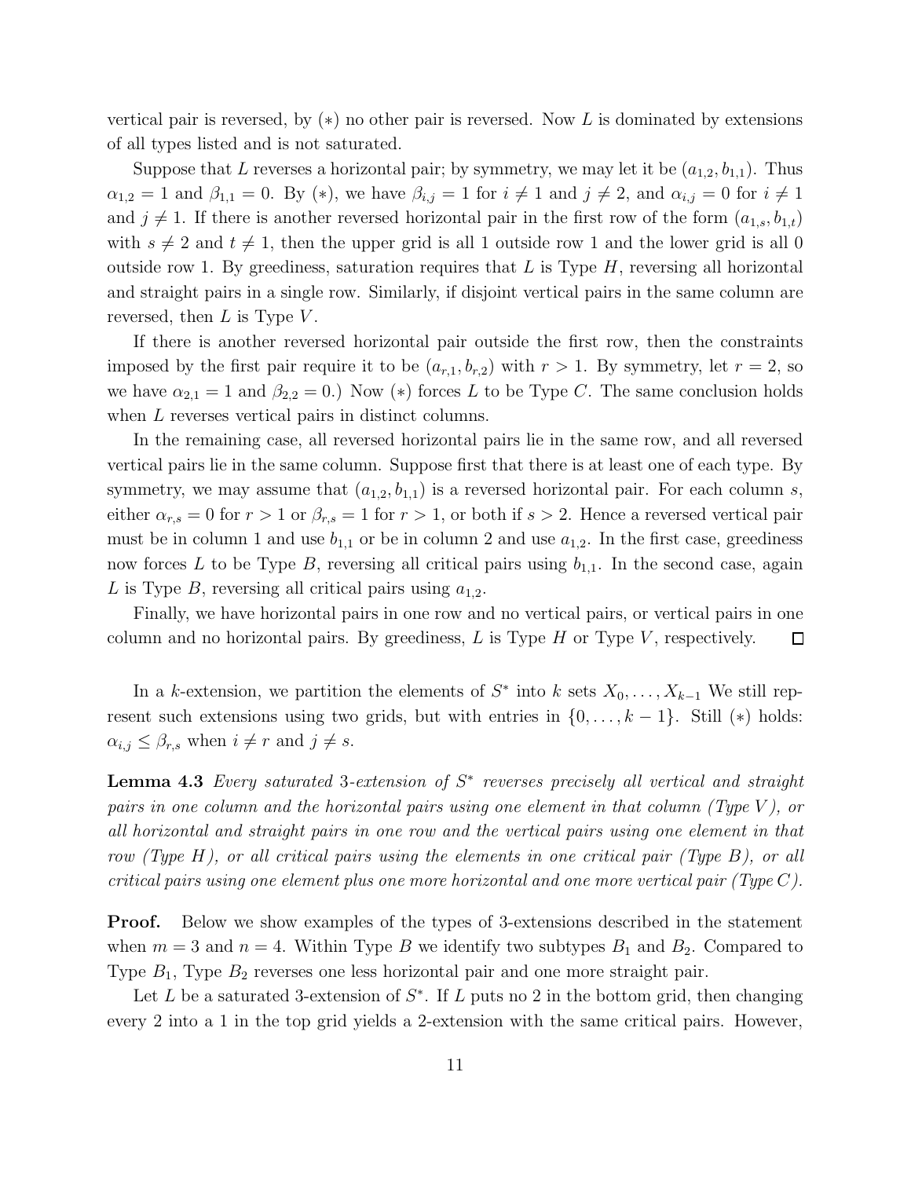vertical pair is reversed, by $(*)$ no other pair is reversed. Now $L$ is dominated by extensions of all types listed and is not saturated.

Suppose that $L$ reverses a horizontal pair; by symmetry, we may let it be $(a_{1,2}, b_{1,1})$. Thus $\alpha_{1,2} = 1$ and $\beta_{1,1} = 0$. By $(*)$, we have $\beta_{i,j} = 1$ for $i \neq 1$ and $j \neq 2$, and $\alpha_{i,j} = 0$ for $i \neq 1$ and $j \neq 1$. If there is another reversed horizontal pair in the first row of the form $(a_{1,s}, b_{1,t})$ with $s \neq 2$ and $t \neq 1$, then the upper grid is all 1 outside row 1 and the lower grid is all 0 outside row 1. By greediness, saturation requires that $L$ is Type $H$, reversing all horizontal and straight pairs in a single row. Similarly, if disjoint vertical pairs in the same column are reversed, then $L$ is Type $V$.

If there is another reversed horizontal pair outside the first row, then the constraints imposed by the first pair require it to be $(a_{r,1}, b_{r,2})$ with $r > 1$. By symmetry, let $r = 2$, so we have $\alpha_{2,1} = 1$ and $\beta_{2,2} = 0$.) Now $(*)$ forces $L$ to be Type $C$. The same conclusion holds when $L$ reverses vertical pairs in distinct columns.

In the remaining case, all reversed horizontal pairs lie in the same row, and all reversed vertical pairs lie in the same column. Suppose first that there is at least one of each type. By symmetry, we may assume that $(a_{1,2}, b_{1,1})$ is a reversed horizontal pair. For each column $s$, either $\alpha_{r,s} = 0$ for $r > 1$ or $\beta_{r,s} = 1$ for $r > 1$, or both if $s > 2$. Hence a reversed vertical pair must be in column 1 and use $b_{1,1}$ or be in column 2 and use $a_{1,2}$. In the first case, greediness now forces $L$ to be Type $B$, reversing all critical pairs using $b_{1,1}$. In the second case, again $L$ is Type $B$, reversing all critical pairs using $a_{1,2}$.

Finally, we have horizontal pairs in one row and no vertical pairs, or vertical pairs in one column and no horizontal pairs. By greediness, $L$ is Type $H$ or Type $V$, respectively. □

In a $k$-extension, we partition the elements of $S^*$ into $k$ sets $X_0, \ldots, X_{k-1}$ We still represent such extensions using two grids, but with entries in $\{0, \ldots, k-1\}$. Still $(*)$ holds: $\alpha_{i,j} \leq \beta_{r,s}$ when $i \neq r$ and $j \neq s$.

**Lemma 4.3** *Every saturated 3-extension of $S^*$ reverses precisely all vertical and straight pairs in one column and the horizontal pairs using one element in that column (Type $V$), or all horizontal and straight pairs in one row and the vertical pairs using one element in that row (Type $H$), or all critical pairs using the elements in one critical pair (Type $B$), or all critical pairs using one element plus one more horizontal and one more vertical pair (Type $C$).*

**Proof.** Below we show examples of the types of 3-extensions described in the statement when $m = 3$ and $n = 4$. Within Type $B$ we identify two subtypes $B_1$ and $B_2$. Compared to Type $B_1$, Type $B_2$ reverses one less horizontal pair and one more straight pair.

Let $L$ be a saturated 3-extension of $S^*$. If $L$ puts no 2 in the bottom grid, then changing every 2 into a 1 in the top grid yields a 2-extension with the same critical pairs. However,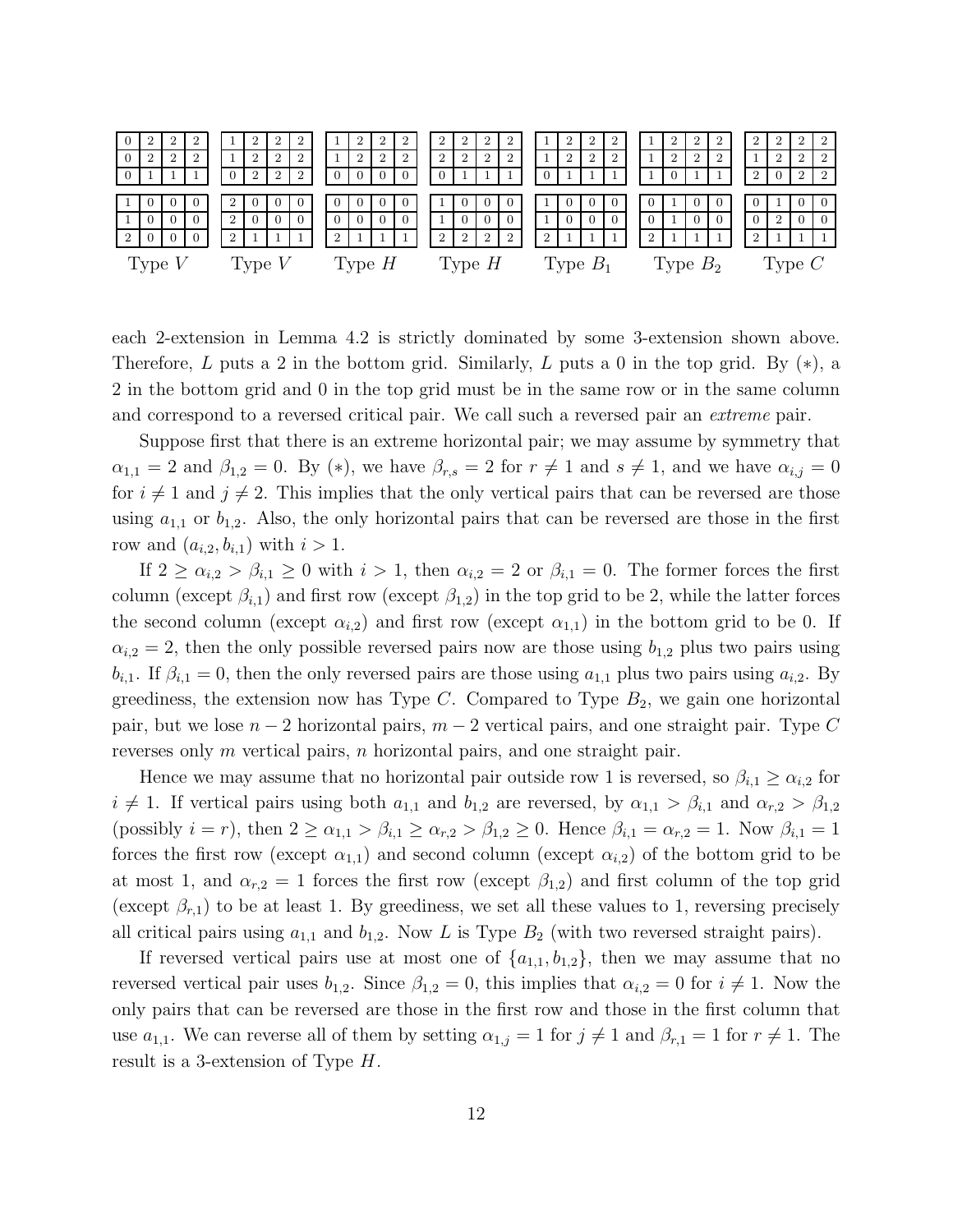| 0 | 2 | 2 | 2 |
|---|---|---|---|
| 0 | 2 | 2 | 2 |
| 0 | 1 | 1 | 1 |

| 1 | 0 | 0 | 0 |
|---|---|---|---|
| 1 | 0 | 0 | 0 |
| 2 | 0 | 0 | 0 |

Type $V$

| 1 | 2 | 2 | 2 |
|---|---|---|---|
| 1 | 2 | 2 | 2 |
| 0 | 2 | 2 | 2 |

| 2 | 0 | 0 | 0 |
|---|---|---|---|
| 2 | 0 | 0 | 0 |
| 2 | 1 | 1 | 1 |

Type $V$

| 1 | 2 | 2 | 2 |
|---|---|---|---|
| 1 | 2 | 2 | 2 |
| 0 | 0 | 0 | 0 |

| 0 | 0 | 0 | 0 |
|---|---|---|---|
| 0 | 0 | 0 | 0 |
| 2 | 1 | 1 | 1 |

Type $H$

| 2 | 2 | 2 | 2 |
|---|---|---|---|
| 2 | 2 | 2 | 2 |
| 0 | 1 | 1 | 1 |

| 1 | 0 | 0 | 0 |
|---|---|---|---|
| 1 | 0 | 0 | 0 |
| 2 | 2 | 2 | 2 |

Type $H$

| 1 | 2 | 2 | 2 |
|---|---|---|---|
| 1 | 2 | 2 | 2 |
| 0 | 1 | 1 | 1 |

| 1 | 0 | 0 | 0 |
|---|---|---|---|
| 1 | 0 | 0 | 0 |
| 2 | 1 | 1 | 1 |

Type $B_1$

| 1 | 2 | 2 | 2 |
|---|---|---|---|
| 1 | 2 | 2 | 2 |
| 1 | 0 | 1 | 1 |

| 0 | 1 | 0 | 0 |
|---|---|---|---|
| 0 | 1 | 0 | 0 |
| 2 | 1 | 1 | 1 |

Type $B_2$

| 2 | 2 | 2 | 2 |
|---|---|---|---|
| 1 | 2 | 2 | 2 |
| 2 | 0 | 2 | 2 |

| 0 | 1 | 0 | 0 |
|---|---|---|---|
| 0 | 2 | 0 | 0 |
| 2 | 1 | 1 | 1 |

Type $C$

each 2-extension in Lemma 4.2 is strictly dominated by some 3-extension shown above. Therefore, $L$ puts a 2 in the bottom grid. Similarly, $L$ puts a 0 in the top grid. By $(*)$, a 2 in the bottom grid and 0 in the top grid must be in the same row or in the same column and correspond to a reversed critical pair. We call such a reversed pair an *extreme* pair.

Suppose first that there is an extreme horizontal pair; we may assume by symmetry that $\alpha_{1,1} = 2$ and $\beta_{1,2} = 0$. By $(*)$, we have $\beta_{r,s} = 2$ for $r \neq 1$ and $s \neq 1$, and we have $\alpha_{i,j} = 0$ for $i \neq 1$ and $j \neq 2$. This implies that the only vertical pairs that can be reversed are those using $a_{1,1}$ or $b_{1,2}$. Also, the only horizontal pairs that can be reversed are those in the first row and $(a_{i,2}, b_{i,1})$ with $i > 1$.

If $2 \geq \alpha_{i,2} > \beta_{i,1} \geq 0$ with $i > 1$, then $\alpha_{i,2} = 2$ or $\beta_{i,1} = 0$. The former forces the first column (except $\beta_{i,1}$) and first row (except $\beta_{1,2}$) in the top grid to be 2, while the latter forces the second column (except $\alpha_{i,2}$) and first row (except $\alpha_{1,1}$) in the bottom grid to be 0. If $\alpha_{i,2} = 2$, then the only possible reversed pairs now are those using $b_{1,2}$ plus two pairs using $b_{i,1}$. If $\beta_{i,1} = 0$, then the only reversed pairs are those using $a_{1,1}$ plus two pairs using $a_{i,2}$. By greediness, the extension now has Type $C$. Compared to Type $B_2$, we gain one horizontal pair, but we lose $n-2$ horizontal pairs, $m-2$ vertical pairs, and one straight pair. Type $C$ reverses only $m$ vertical pairs, $n$ horizontal pairs, and one straight pair.

Hence we may assume that no horizontal pair outside row 1 is reversed, so $\beta_{i,1} \geq \alpha_{i,2}$ for $i \neq 1$. If vertical pairs using both $a_{1,1}$ and $b_{1,2}$ are reversed, by $\alpha_{1,1} > \beta_{i,1}$ and $\alpha_{r,2} > \beta_{1,2}$ (possibly $i = r$), then $2 \geq \alpha_{1,1} > \beta_{i,1} \geq \alpha_{r,2} > \beta_{1,2} \geq 0$. Hence $\beta_{i,1} = \alpha_{r,2} = 1$. Now $\beta_{i,1} = 1$ forces the first row (except $\alpha_{1,1}$) and second column (except $\alpha_{i,2}$) of the bottom grid to be at most 1, and $\alpha_{r,2} = 1$ forces the first row (except $\beta_{1,2}$) and first column of the top grid (except $\beta_{r,1}$) to be at least 1. By greediness, we set all these values to 1, reversing precisely all critical pairs using $a_{1,1}$ and $b_{1,2}$. Now $L$ is Type $B_2$ (with two reversed straight pairs).

If reversed vertical pairs use at most one of $\{a_{1,1}, b_{1,2}\}$, then we may assume that no reversed vertical pair uses $b_{1,2}$. Since $\beta_{1,2} = 0$, this implies that $\alpha_{i,2} = 0$ for $i \neq 1$. Now the only pairs that can be reversed are those in the first row and those in the first column that use $a_{1,1}$. We can reverse all of them by setting $\alpha_{1,j} = 1$ for $j \neq 1$ and $\beta_{r,1} = 1$ for $r \neq 1$. The result is a 3-extension of Type $H$.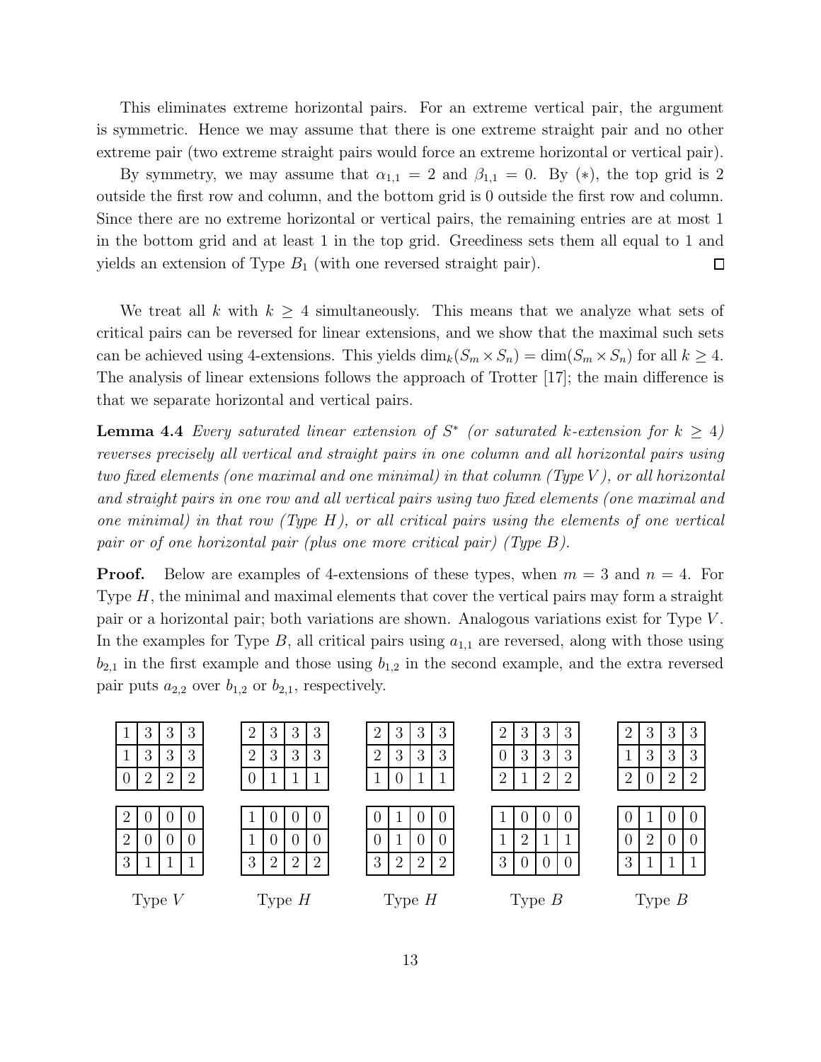This eliminates extreme horizontal pairs. For an extreme vertical pair, the argument is symmetric. Hence we may assume that there is one extreme straight pair and no other extreme pair (two extreme straight pairs would force an extreme horizontal or vertical pair).

By symmetry, we may assume that $\alpha_{1,1} = 2$ and $\beta_{1,1} = 0$. By (∗), the top grid is 2 outside the first row and column, and the bottom grid is 0 outside the first row and column. Since there are no extreme horizontal or vertical pairs, the remaining entries are at most 1 in the bottom grid and at least 1 in the top grid. Greediness sets them all equal to 1 and yields an extension of Type $B_1$ (with one reversed straight pair). $\square$

We treat all $k$ with $k \geq 4$ simultaneously. This means that we analyze what sets of critical pairs can be reversed for linear extensions, and we show that the maximal such sets can be achieved using 4-extensions. This yields $\dim_k(S_m \times S_n) = \dim(S_m \times S_n)$ for all $k \geq 4$. The analysis of linear extensions follows the approach of Trotter [17]; the main difference is that we separate horizontal and vertical pairs.

**Lemma 4.4** *Every saturated linear extension of $S^*$ (or saturated $k$-extension for $k \geq 4$) reverses precisely all vertical and straight pairs in one column and all horizontal pairs using two fixed elements (one maximal and one minimal) in that column (Type $V$), or all horizontal and straight pairs in one row and all vertical pairs using two fixed elements (one maximal and one minimal) in that row (Type $H$), or all critical pairs using the elements of one vertical pair or of one horizontal pair (plus one more critical pair) (Type $B$).*

**Proof.** Below are examples of 4-extensions of these types, when $m = 3$ and $n = 4$. For Type $H$, the minimal and maximal elements that cover the vertical pairs may form a straight pair or a horizontal pair; both variations are shown. Analogous variations exist for Type $V$. In the examples for Type $B$, all critical pairs using $a_{1,1}$ are reversed, along with those using $b_{2,1}$ in the first example and those using $b_{1,2}$ in the second example, and the extra reversed pair puts $a_{2,2}$ over $b_{1,2}$ or $b_{2,1}$, respectively.

Type $V$

| | | | |
|---|---|---|---|
| 1 | 3 | 3 | 3 |
| 1 | 3 | 3 | 3 |
| 0 | 2 | 2 | 2 |

| | | | |
|---|---|---|---|
| 2 | 0 | 0 | 0 |
| 2 | 0 | 0 | 0 |
| 3 | 1 | 1 | 1 |

Type $H$

| | | | |
|---|---|---|---|
| 2 | 3 | 3 | 3 |
| 2 | 3 | 3 | 3 |
| 0 | 1 | 1 | 1 |

| | | | |
|---|---|---|---|
| 1 | 0 | 0 | 0 |
| 1 | 0 | 0 | 0 |
| 3 | 2 | 2 | 2 |

Type $H$

| | | | |
|---|---|---|---|
| 2 | 3 | 3 | 3 |
| 2 | 3 | 3 | 3 |
| 1 | 0 | 1 | 1 |

| | | | |
|---|---|---|---|
| 0 | 1 | 0 | 0 |
| 0 | 1 | 0 | 0 |
| 3 | 2 | 2 | 2 |

Type $B$

| | | | |
|---|---|---|---|
| 2 | 3 | 3 | 3 |
| 0 | 3 | 3 | 3 |
| 2 | 1 | 2 | 2 |

| | | | |
|---|---|---|---|
| 1 | 0 | 0 | 0 |
| 1 | 2 | 1 | 1 |
| 3 | 0 | 0 | 0 |

Type $B$

| | | | |
|---|---|---|---|
| 2 | 3 | 3 | 3 |
| 1 | 3 | 3 | 3 |
| 2 | 0 | 2 | 2 |

| | | | |
|---|---|---|---|
| 0 | 1 | 0 | 0 |
| 0 | 2 | 0 | 0 |
| 3 | 1 | 1 | 1 |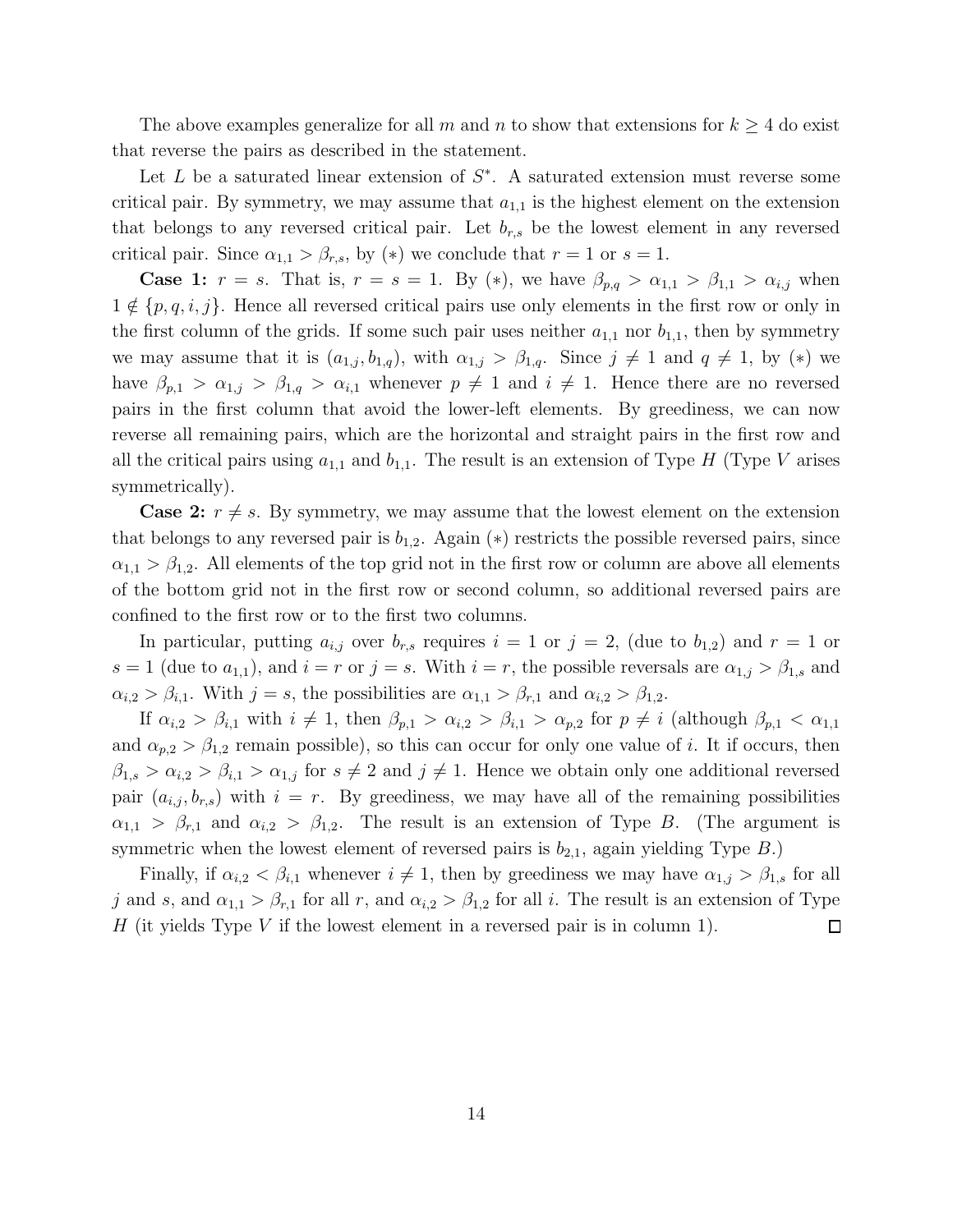The above examples generalize for all $m$ and $n$ to show that extensions for $k \geq 4$ do exist that reverse the pairs as described in the statement.

Let $L$ be a saturated linear extension of $S^*$. A saturated extension must reverse some critical pair. By symmetry, we may assume that $a_{1,1}$ is the highest element on the extension that belongs to any reversed critical pair. Let $b_{r,s}$ be the lowest element in any reversed critical pair. Since $\alpha_{1,1} > \beta_{r,s}$, by $(*)$ we conclude that $r = 1$ or $s = 1$.

**Case 1:** $r = s$. That is, $r = s = 1$. By $(*)$, we have $\beta_{p,q} > \alpha_{1,1} > \beta_{1,1} > \alpha_{i,j}$ when $1 \notin \{p, q, i, j\}$. Hence all reversed critical pairs use only elements in the first row or only in the first column of the grids. If some such pair uses neither $a_{1,1}$ nor $b_{1,1}$, then by symmetry we may assume that it is $(a_{1,j}, b_{1,q})$, with $\alpha_{1,j} > \beta_{1,q}$. Since $j \neq 1$ and $q \neq 1$, by $(*)$ we have $\beta_{p,1} > \alpha_{1,j} > \beta_{1,q} > \alpha_{i,1}$ whenever $p \neq 1$ and $i \neq 1$. Hence there are no reversed pairs in the first column that avoid the lower-left elements. By greediness, we can now reverse all remaining pairs, which are the horizontal and straight pairs in the first row and all the critical pairs using $a_{1,1}$ and $b_{1,1}$. The result is an extension of Type $H$ (Type $V$ arises symmetrically).

**Case 2:** $r \neq s$. By symmetry, we may assume that the lowest element on the extension that belongs to any reversed pair is $b_{1,2}$. Again $(*)$ restricts the possible reversed pairs, since $\alpha_{1,1} > \beta_{1,2}$. All elements of the top grid not in the first row or column are above all elements of the bottom grid not in the first row or second column, so additional reversed pairs are confined to the first row or to the first two columns.

In particular, putting $a_{i,j}$ over $b_{r,s}$ requires $i = 1$ or $j = 2$, (due to $b_{1,2}$) and $r = 1$ or $s = 1$ (due to $a_{1,1}$), and $i = r$ or $j = s$. With $i = r$, the possible reversals are $\alpha_{1,j} > \beta_{1,s}$ and $\alpha_{i,2} > \beta_{i,1}$. With $j = s$, the possibilities are $\alpha_{1,1} > \beta_{r,1}$ and $\alpha_{i,2} > \beta_{1,2}$.

If $\alpha_{i,2} > \beta_{i,1}$ with $i \neq 1$, then $\beta_{p,1} > \alpha_{i,2} > \beta_{i,1} > \alpha_{p,2}$ for $p \neq i$ (although $\beta_{p,1} < \alpha_{1,1}$ and $\alpha_{p,2} > \beta_{1,2}$ remain possible), so this can occur for only one value of $i$. It if occurs, then $\beta_{1,s} > \alpha_{i,2} > \beta_{i,1} > \alpha_{1,j}$ for $s \neq 2$ and $j \neq 1$. Hence we obtain only one additional reversed pair $(a_{i,j}, b_{r,s})$ with $i = r$. By greediness, we may have all of the remaining possibilities $\alpha_{1,1} > \beta_{r,1}$ and $\alpha_{i,2} > \beta_{1,2}$. The result is an extension of Type $B$. (The argument is symmetric when the lowest element of reversed pairs is $b_{2,1}$, again yielding Type $B$.)

Finally, if $\alpha_{i,2} < \beta_{i,1}$ whenever $i \neq 1$, then by greediness we may have $\alpha_{1,j} > \beta_{1,s}$ for all $j$ and $s$, and $\alpha_{1,1} > \beta_{r,1}$ for all $r$, and $\alpha_{i,2} > \beta_{1,2}$ for all $i$. The result is an extension of Type $H$ (it yields Type $V$ if the lowest element in a reversed pair is in column 1). $\square$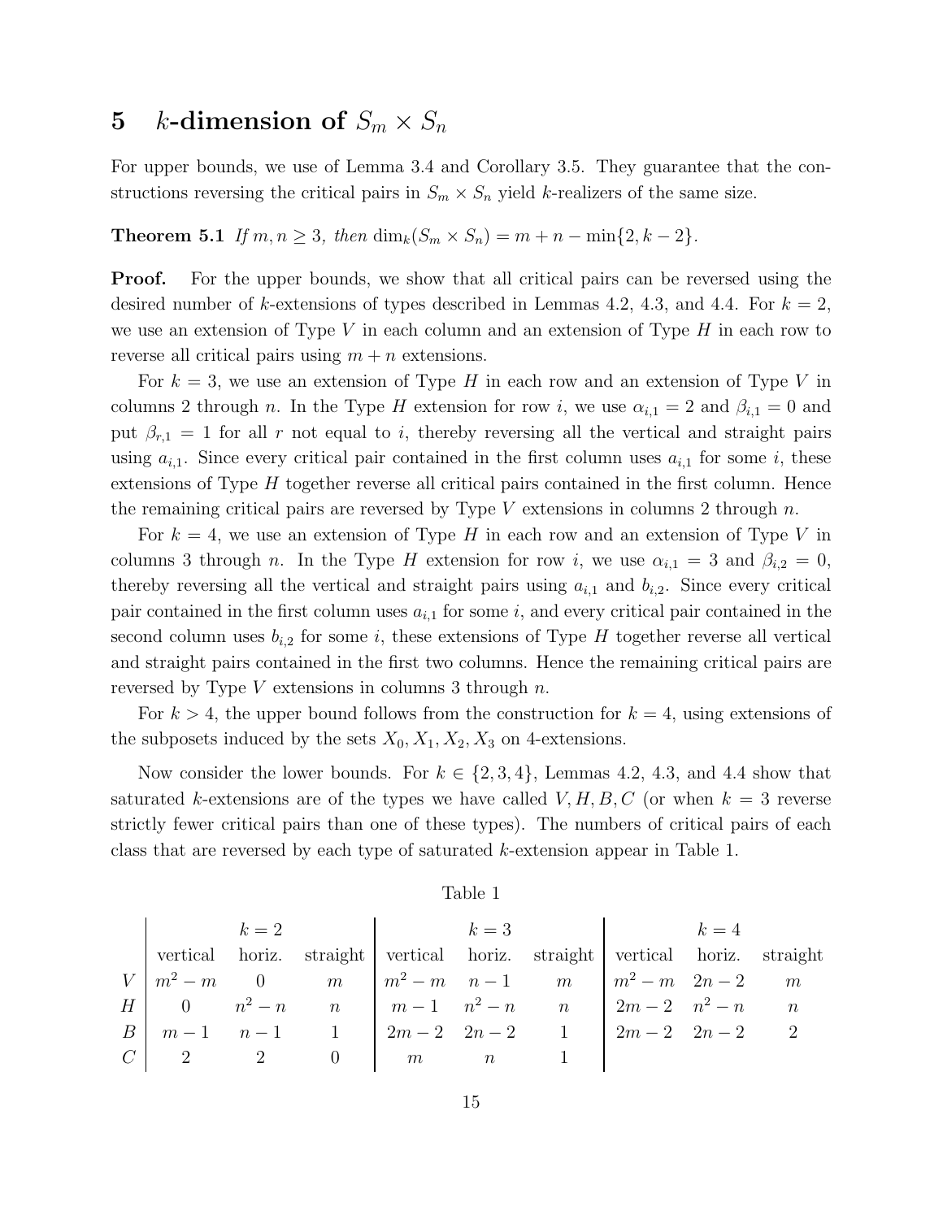# 5 $k$-dimension of $S_m \times S_n$

For upper bounds, we use of Lemma 3.4 and Corollary 3.5. They guarantee that the constructions reversing the critical pairs in $S_m \times S_n$ yield $k$-realizers of the same size.

**Theorem 5.1** *If $m, n \geq 3$, then $\dim_k(S_m \times S_n) = m + n - \min\{2, k-2\}$.*

**Proof.** For the upper bounds, we show that all critical pairs can be reversed using the desired number of $k$-extensions of types described in Lemmas 4.2, 4.3, and 4.4. For $k = 2$, we use an extension of Type $V$ in each column and an extension of Type $H$ in each row to reverse all critical pairs using $m + n$ extensions.

For $k = 3$, we use an extension of Type $H$ in each row and an extension of Type $V$ in columns 2 through $n$. In the Type $H$ extension for row $i$, we use $\alpha_{i,1} = 2$ and $\beta_{i,1} = 0$ and put $\beta_{r,1} = 1$ for all $r$ not equal to $i$, thereby reversing all the vertical and straight pairs using $a_{i,1}$. Since every critical pair contained in the first column uses $a_{i,1}$ for some $i$, these extensions of Type $H$ together reverse all critical pairs contained in the first column. Hence the remaining critical pairs are reversed by Type $V$ extensions in columns 2 through $n$.

For $k = 4$, we use an extension of Type $H$ in each row and an extension of Type $V$ in columns 3 through $n$. In the Type $H$ extension for row $i$, we use $\alpha_{i,1} = 3$ and $\beta_{i,2} = 0$, thereby reversing all the vertical and straight pairs using $a_{i,1}$ and $b_{i,2}$. Since every critical pair contained in the first column uses $a_{i,1}$ for some $i$, and every critical pair contained in the second column uses $b_{i,2}$ for some $i$, these extensions of Type $H$ together reverse all vertical and straight pairs contained in the first two columns. Hence the remaining critical pairs are reversed by Type $V$ extensions in columns 3 through $n$.

For $k > 4$, the upper bound follows from the construction for $k = 4$, using extensions of the subposets induced by the sets $X_0, X_1, X_2, X_3$ on 4-extensions.

Now consider the lower bounds. For $k \in \{2, 3, 4\}$, Lemmas 4.2, 4.3, and 4.4 show that saturated $k$-extensions are of the types we have called $V, H, B, C$ (or when $k = 3$ reverse strictly fewer critical pairs than one of these types). The numbers of critical pairs of each class that are reversed by each type of saturated $k$-extension appear in Table 1.

Table 1

| | $k=2$ | | | $k=3$ | | | $k=4$ | | |
|---|---|---|---|---|---|---|---|---|---|
| | vertical | horiz. | straight | vertical | horiz. | straight | vertical | horiz. | straight |
| $V$ | $m^2-m$ | $0$ | $m$ | $m^2-m$ | $n-1$ | $m$ | $m^2-m$ | $2n-2$ | $m$ |
| $H$ | $0$ | $n^2-n$ | $n$ | $m-1$ | $n^2-n$ | $n$ | $2m-2$ | $n^2-n$ | $n$ |
| $B$ | $m-1$ | $n-1$ | $1$ | $2m-2$ | $2n-2$ | $1$ | $2m-2$ | $2n-2$ | $2$ |
| $C$ | $2$ | $2$ | $0$ | $m$ | $n$ | $1$ | | | |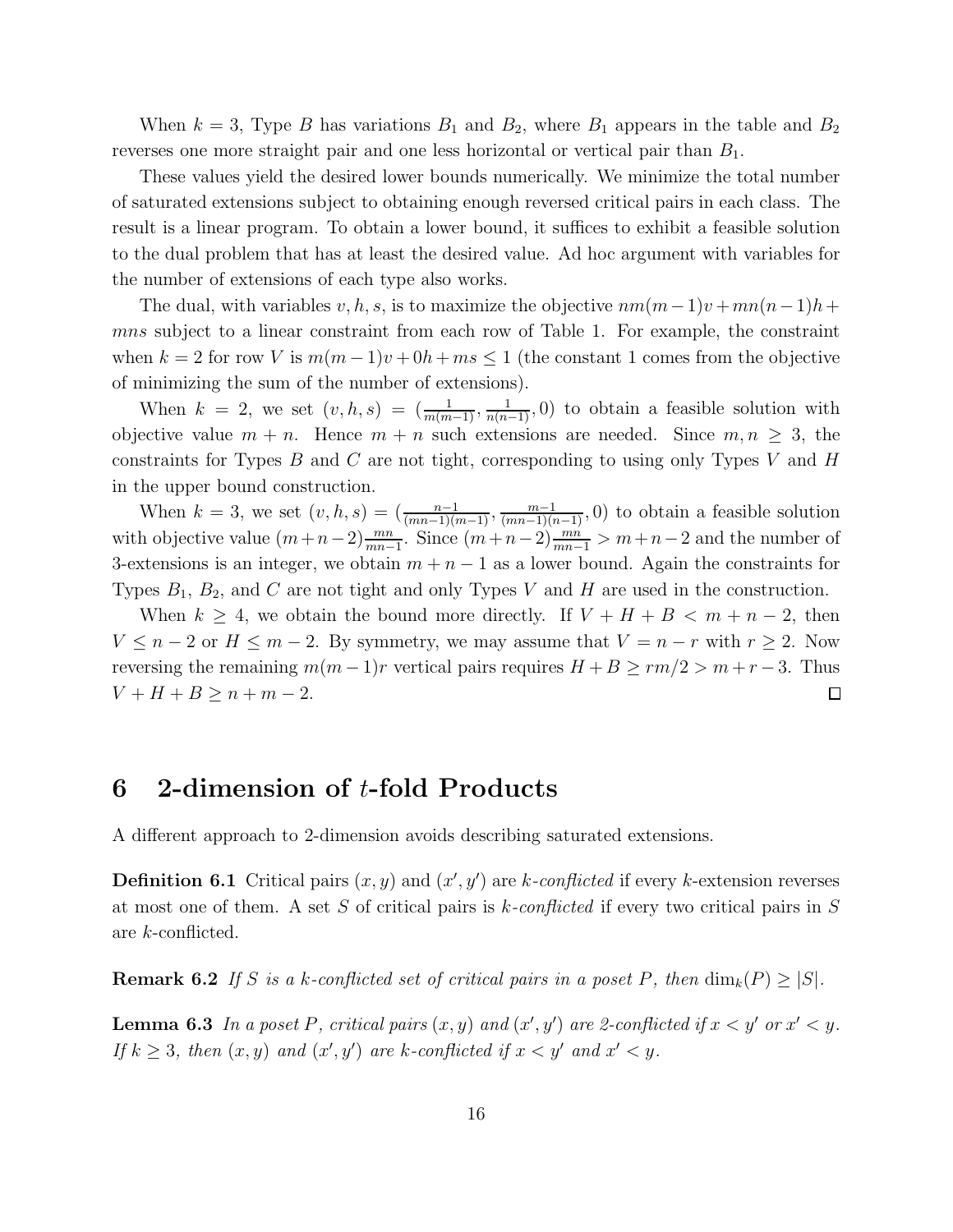When $k = 3$, Type $B$ has variations $B_1$ and $B_2$, where $B_1$ appears in the table and $B_2$ reverses one more straight pair and one less horizontal or vertical pair than $B_1$.

These values yield the desired lower bounds numerically. We minimize the total number of saturated extensions subject to obtaining enough reversed critical pairs in each class. The result is a linear program. To obtain a lower bound, it suffices to exhibit a feasible solution to the dual problem that has at least the desired value. Ad hoc argument with variables for the number of extensions of each type also works.

The dual, with variables $v, h, s$, is to maximize the objective $nm(m-1)v + mn(n-1)h + mns$ subject to a linear constraint from each row of Table 1. For example, the constraint when $k = 2$ for row $V$ is $m(m-1)v + 0h + ms \leq 1$ (the constant 1 comes from the objective of minimizing the sum of the number of extensions).

When $k = 2$, we set $(v, h, s) = (\frac{1}{m(m-1)}, \frac{1}{n(n-1)}, 0)$ to obtain a feasible solution with objective value $m + n$. Hence $m + n$ such extensions are needed. Since $m, n \geq 3$, the constraints for Types $B$ and $C$ are not tight, corresponding to using only Types $V$ and $H$ in the upper bound construction.

When $k = 3$, we set $(v, h, s) = (\frac{n-1}{(mn-1)(m-1)}, \frac{m-1}{(mn-1)(n-1)}, 0)$ to obtain a feasible solution with objective value $(m+n-2)\frac{mn}{mn-1}$. Since $(m+n-2)\frac{mn}{mn-1} > m+n-2$ and the number of 3-extensions is an integer, we obtain $m + n - 1$ as a lower bound. Again the constraints for Types $B_1$, $B_2$, and $C$ are not tight and only Types $V$ and $H$ are used in the construction.

When $k \geq 4$, we obtain the bound more directly. If $V + H + B < m + n - 2$, then $V \leq n - 2$ or $H \leq m - 2$. By symmetry, we may assume that $V = n - r$ with $r \geq 2$. Now reversing the remaining $m(m-1)r$ vertical pairs requires $H + B \geq rm/2 > m + r - 3$. Thus $V + H + B \geq n + m - 2$. □

## 6 2-dimension of $t$-fold Products

A different approach to 2-dimension avoids describing saturated extensions.

**Definition 6.1** Critical pairs $(x, y)$ and $(x', y')$ are *$k$-conflicted* if every $k$-extension reverses at most one of them. A set $S$ of critical pairs is *$k$-conflicted* if every two critical pairs in $S$ are $k$-conflicted.

**Remark 6.2** *If $S$ is a $k$-conflicted set of critical pairs in a poset $P$, then $\dim_k(P) \geq |S|$.*

**Lemma 6.3** *In a poset $P$, critical pairs $(x, y)$ and $(x', y')$ are 2-conflicted if $x < y'$ or $x' < y$. If $k \geq 3$, then $(x, y)$ and $(x', y')$ are $k$-conflicted if $x < y'$ and $x' < y$.*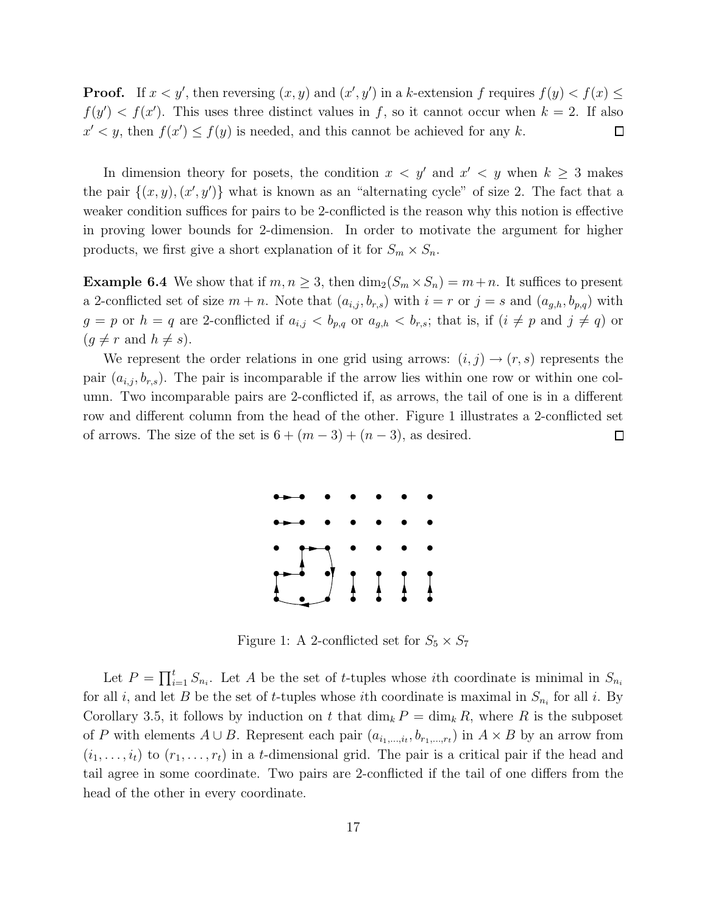**Proof.** If $x < y'$, then reversing $(x, y)$ and $(x', y')$ in a $k$-extension $f$ requires $f(y) < f(x) \leq f(y') < f(x')$. This uses three distinct values in $f$, so it cannot occur when $k = 2$. If also $x' < y$, then $f(x') \leq f(y)$ is needed, and this cannot be achieved for any $k$. □

In dimension theory for posets, the condition $x < y'$ and $x' < y$ when $k \geq 3$ makes the pair $\{(x, y), (x', y')\}$ what is known as an "alternating cycle" of size 2. The fact that a weaker condition suffices for pairs to be 2-conflicted is the reason why this notion is effective in proving lower bounds for 2-dimension. In order to motivate the argument for higher products, we first give a short explanation of it for $S_m \times S_n$.

**Example 6.4** We show that if $m, n \geq 3$, then $\dim_2(S_m \times S_n) = m+n$. It suffices to present a 2-conflicted set of size $m + n$. Note that $(a_{i,j}, b_{r,s})$ with $i = r$ or $j = s$ and $(a_{g,h}, b_{p,q})$ with $g = p$ or $h = q$ are 2-conflicted if $a_{i,j} < b_{p,q}$ or $a_{g,h} < b_{r,s}$; that is, if ($i \neq p$ and $j \neq q$) or ($g \neq r$ and $h \neq s$).

We represent the order relations in one grid using arrows: $(i, j) \to (r, s)$ represents the pair $(a_{i,j}, b_{r,s})$. The pair is incomparable if the arrow lies within one row or within one column. Two incomparable pairs are 2-conflicted if, as arrows, the tail of one is in a different row and different column from the head of the other. Figure 1 illustrates a 2-conflicted set of arrows. The size of the set is $6 + (m - 3) + (n - 3)$, as desired. □

Figure 1: A 2-conflicted set for $S_5 \times S_7$

Let $P = \prod_{i=1}^{t} S_{n_i}$. Let $A$ be the set of $t$-tuples whose $i$th coordinate is minimal in $S_{n_i}$ for all $i$, and let $B$ be the set of $t$-tuples whose $i$th coordinate is maximal in $S_{n_i}$ for all $i$. By Corollary 3.5, it follows by induction on $t$ that $\dim_k P = \dim_k R$, where $R$ is the subposet of $P$ with elements $A \cup B$. Represent each pair $(a_{i_1,\dots,i_t}, b_{r_1,\dots,r_t})$ in $A \times B$ by an arrow from $(i_1, \dots, i_t)$ to $(r_1, \dots, r_t)$ in a $t$-dimensional grid. The pair is a critical pair if the head and tail agree in some coordinate. Two pairs are 2-conflicted if the tail of one differs from the head of the other in every coordinate.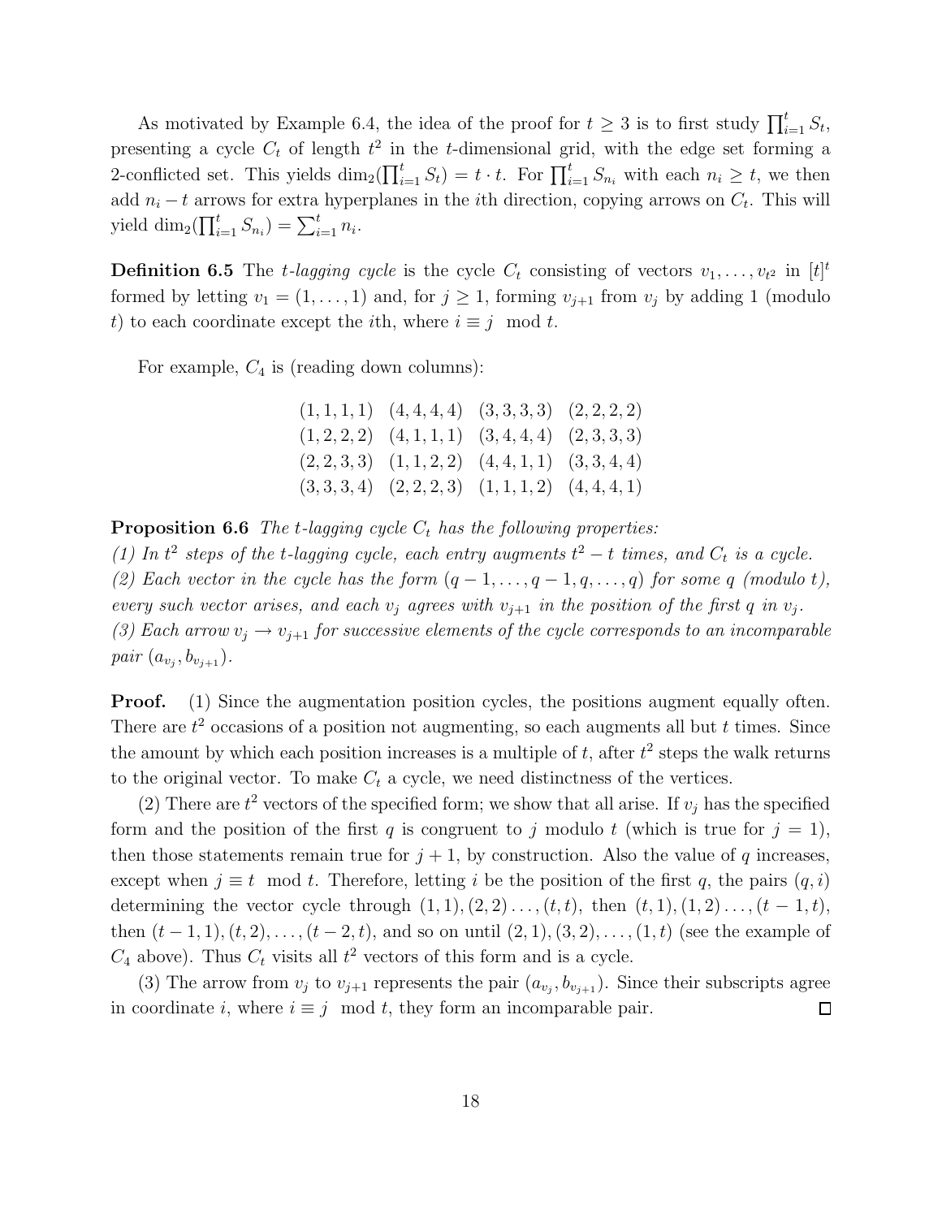As motivated by Example 6.4, the idea of the proof for $t \geq 3$ is to first study $\prod_{i=1}^{t} S_t$, presenting a cycle $C_t$ of length $t^2$ in the $t$-dimensional grid, with the edge set forming a 2-conflicted set. This yields $\dim_2(\prod_{i=1}^{t} S_t) = t \cdot t$. For $\prod_{i=1}^{t} S_{n_i}$ with each $n_i \geq t$, we then add $n_i - t$ arrows for extra hyperplanes in the $i$th direction, copying arrows on $C_t$. This will yield $\dim_2(\prod_{i=1}^{t} S_{n_i}) = \sum_{i=1}^{t} n_i$.

**Definition 6.5** The *$t$-lagging cycle* is the cycle $C_t$ consisting of vectors $v_1, \ldots, v_{t^2}$ in $[t]^t$ formed by letting $v_1 = (1, \ldots, 1)$ and, for $j \geq 1$, forming $v_{j+1}$ from $v_j$ by adding 1 (modulo $t$) to each coordinate except the $i$th, where $i \equiv j \mod t$.

For example, $C_4$ is (reading down columns):

$$
\begin{array}{cccc}
(1,1,1,1) & (4,4,4,4) & (3,3,3,3) & (2,2,2,2) \\
(1,2,2,2) & (4,1,1,1) & (3,4,4,4) & (2,3,3,3) \\
(2,2,3,3) & (1,1,2,2) & (4,4,1,1) & (3,3,4,4) \\
(3,3,3,4) & (2,2,2,3) & (1,1,1,2) & (4,4,4,1)
\end{array}
$$

**Proposition 6.6** *The $t$-lagging cycle $C_t$ has the following properties:*
*(1) In $t^2$ steps of the $t$-lagging cycle, each entry augments $t^2 - t$ times, and $C_t$ is a cycle.*
*(2) Each vector in the cycle has the form $(q-1, \ldots, q-1, q, \ldots, q)$ for some $q$ (modulo $t$), every such vector arises, and each $v_j$ agrees with $v_{j+1}$ in the position of the first $q$ in $v_j$.*
*(3) Each arrow $v_j \to v_{j+1}$ for successive elements of the cycle corresponds to an incomparable pair $(a_{v_j}, b_{v_{j+1}})$.*

**Proof.** (1) Since the augmentation position cycles, the positions augment equally often. There are $t^2$ occasions of a position not augmenting, so each augments all but $t$ times. Since the amount by which each position increases is a multiple of $t$, after $t^2$ steps the walk returns to the original vector. To make $C_t$ a cycle, we need distinctness of the vertices.

(2) There are $t^2$ vectors of the specified form; we show that all arise. If $v_j$ has the specified form and the position of the first $q$ is congruent to $j$ modulo $t$ (which is true for $j = 1$), then those statements remain true for $j + 1$, by construction. Also the value of $q$ increases, except when $j \equiv t \mod t$. Therefore, letting $i$ be the position of the first $q$, the pairs $(q, i)$ determining the vector cycle through $(1, 1), (2, 2) \ldots, (t, t)$, then $(t, 1), (1, 2) \ldots, (t-1, t)$, then $(t-1, 1), (t, 2), \ldots, (t-2, t)$, and so on until $(2, 1), (3, 2), \ldots, (1, t)$ (see the example of $C_4$ above). Thus $C_t$ visits all $t^2$ vectors of this form and is a cycle.

(3) The arrow from $v_j$ to $v_{j+1}$ represents the pair $(a_{v_j}, b_{v_{j+1}})$. Since their subscripts agree in coordinate $i$, where $i \equiv j \mod t$, they form an incomparable pair. $\square$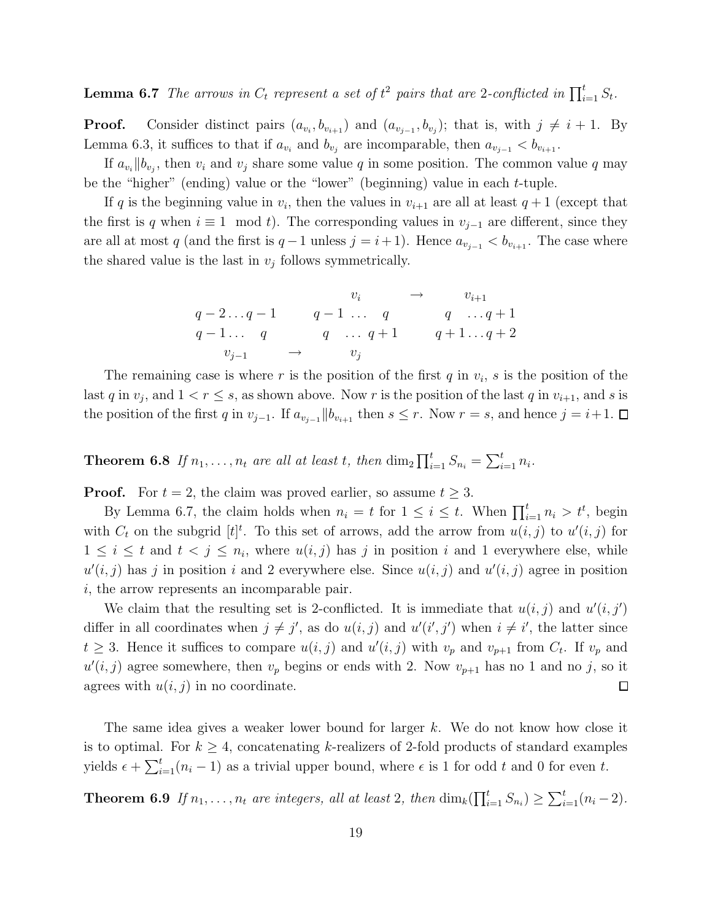**Lemma 6.7** *The arrows in $C_t$ represent a set of $t^2$ pairs that are 2-conflicted in $\prod_{i=1}^t S_t$.*

**Proof.** Consider distinct pairs $(a_{v_i}, b_{v_{i+1}})$ and $(a_{v_{j-1}}, b_{v_j})$; that is, with $j \neq i+1$. By Lemma 6.3, it suffices to that if $a_{v_i}$ and $b_{v_j}$ are incomparable, then $a_{v_{j-1}} < b_{v_{i+1}}$.

If $a_{v_i} \| b_{v_j}$, then $v_i$ and $v_j$ share some value $q$ in some position. The common value $q$ may be the "higher" (ending) value or the "lower" (beginning) value in each $t$-tuple.

If $q$ is the beginning value in $v_i$, then the values in $v_{i+1}$ are all at least $q+1$ (except that the first is $q$ when $i \equiv 1 \mod t$). The corresponding values in $v_{j-1}$ are different, since they are all at most $q$ (and the first is $q-1$ unless $j = i+1$). Hence $a_{v_{j-1}} < b_{v_{i+1}}$. The case where the shared value is the last in $v_j$ follows symmetrically.

$$
\begin{array}{ccccc}
 & & v_i & \rightarrow & v_{i+1} \\
q-2\ldots q-1 & & q-1\ \ldots\ \ q & & q\ \ \ldots q+1 \\
q-1\ldots\ \ q & & q\ \ \ \ldots\ q+1 & & q+1\ldots q+2 \\
v_{j-1} & \rightarrow & v_j & &
\end{array}
$$

The remaining case is where $r$ is the position of the first $q$ in $v_i$, $s$ is the position of the last $q$ in $v_j$, and $1 < r \leq s$, as shown above. Now $r$ is the position of the last $q$ in $v_{i+1}$, and $s$ is the position of the first $q$ in $v_{j-1}$. If $a_{v_{j-1}} \| b_{v_{i+1}}$ then $s \leq r$. Now $r = s$, and hence $j = i+1$. □

**Theorem 6.8** *If $n_1, \ldots, n_t$ are all at least $t$, then $\dim_2 \prod_{i=1}^t S_{n_i} = \sum_{i=1}^t n_i$.*

**Proof.** For $t = 2$, the claim was proved earlier, so assume $t \geq 3$.

By Lemma 6.7, the claim holds when $n_i = t$ for $1 \leq i \leq t$. When $\prod_{i=1}^t n_i > t^t$, begin with $C_t$ on the subgrid $[t]^t$. To this set of arrows, add the arrow from $u(i,j)$ to $u'(i,j)$ for $1 \leq i \leq t$ and $t < j \leq n_i$, where $u(i,j)$ has $j$ in position $i$ and 1 everywhere else, while $u'(i,j)$ has $j$ in position $i$ and 2 everywhere else. Since $u(i,j)$ and $u'(i,j)$ agree in position $i$, the arrow represents an incomparable pair.

We claim that the resulting set is 2-conflicted. It is immediate that $u(i,j)$ and $u'(i,j')$ differ in all coordinates when $j \neq j'$, as do $u(i,j)$ and $u'(i',j')$ when $i \neq i'$, the latter since $t \geq 3$. Hence it suffices to compare $u(i,j)$ and $u'(i,j)$ with $v_p$ and $v_{p+1}$ from $C_t$. If $v_p$ and $u'(i,j)$ agree somewhere, then $v_p$ begins or ends with 2. Now $v_{p+1}$ has no 1 and no $j$, so it agrees with $u(i,j)$ in no coordinate. □

The same idea gives a weaker lower bound for larger $k$. We do not know how close it is to optimal. For $k \geq 4$, concatenating $k$-realizers of 2-fold products of standard examples yields $\epsilon + \sum_{i=1}^t (n_i - 1)$ as a trivial upper bound, where $\epsilon$ is 1 for odd $t$ and 0 for even $t$.

**Theorem 6.9** *If $n_1, \ldots, n_t$ are integers, all at least 2, then $\dim_k(\prod_{i=1}^t S_{n_i}) \geq \sum_{i=1}^t (n_i - 2)$.*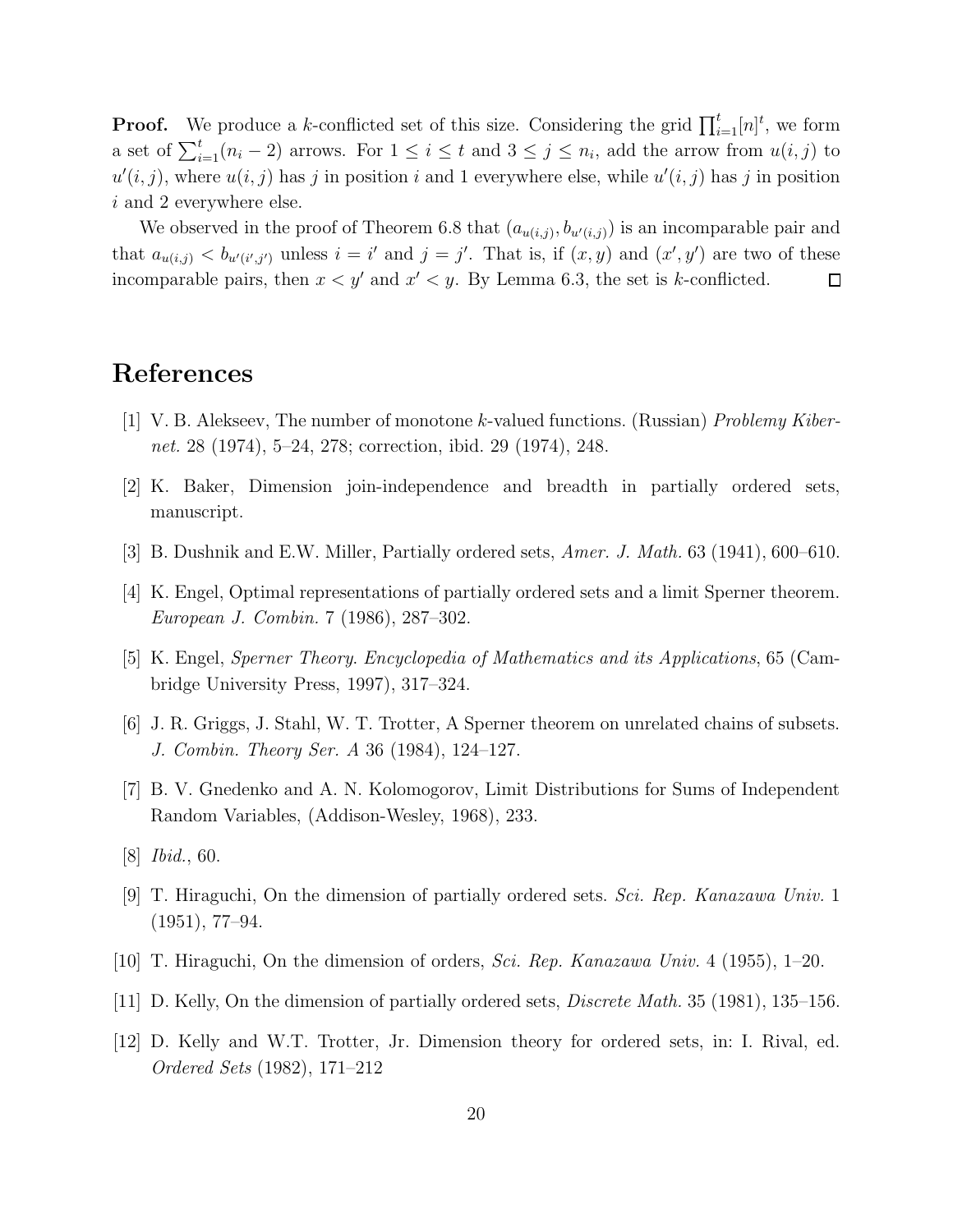**Proof.** We produce a $k$-conflicted set of this size. Considering the grid $\prod_{i=1}^{t}[n]^t$, we form a set of $\sum_{i=1}^{t}(n_i - 2)$ arrows. For $1 \le i \le t$ and $3 \le j \le n_i$, add the arrow from $u(i,j)$ to $u'(i,j)$, where $u(i,j)$ has $j$ in position $i$ and 1 everywhere else, while $u'(i,j)$ has $j$ in position $i$ and 2 everywhere else.

We observed in the proof of Theorem 6.8 that $(a_{u(i,j)}, b_{u'(i,j)})$ is an incomparable pair and that $a_{u(i,j)} < b_{u'(i',j')}$ unless $i = i'$ and $j = j'$. That is, if $(x, y)$ and $(x', y')$ are two of these incomparable pairs, then $x < y'$ and $x' < y$. By Lemma 6.3, the set is $k$-conflicted. $\square$

# References

[1] V. B. Alekseev, The number of monotone $k$-valued functions. (Russian) *Problemy Kibernet.* 28 (1974), 5–24, 278; correction, ibid. 29 (1974), 248.

[2] K. Baker, Dimension join-independence and breadth in partially ordered sets, manuscript.

[3] B. Dushnik and E.W. Miller, Partially ordered sets, *Amer. J. Math.* 63 (1941), 600–610.

[4] K. Engel, Optimal representations of partially ordered sets and a limit Sperner theorem. *European J. Combin.* 7 (1986), 287–302.

[5] K. Engel, *Sperner Theory. Encyclopedia of Mathematics and its Applications*, 65 (Cambridge University Press, 1997), 317–324.

[6] J. R. Griggs, J. Stahl, W. T. Trotter, A Sperner theorem on unrelated chains of subsets. *J. Combin. Theory Ser. A* 36 (1984), 124–127.

[7] B. V. Gnedenko and A. N. Kolomogorov, Limit Distributions for Sums of Independent Random Variables, (Addison-Wesley, 1968), 233.

[8] *Ibid.*, 60.

[9] T. Hiraguchi, On the dimension of partially ordered sets. *Sci. Rep. Kanazawa Univ.* 1 (1951), 77–94.

[10] T. Hiraguchi, On the dimension of orders, *Sci. Rep. Kanazawa Univ.* 4 (1955), 1–20.

[11] D. Kelly, On the dimension of partially ordered sets, *Discrete Math.* 35 (1981), 135–156.

[12] D. Kelly and W.T. Trotter, Jr. Dimension theory for ordered sets, in: I. Rival, ed. *Ordered Sets* (1982), 171–212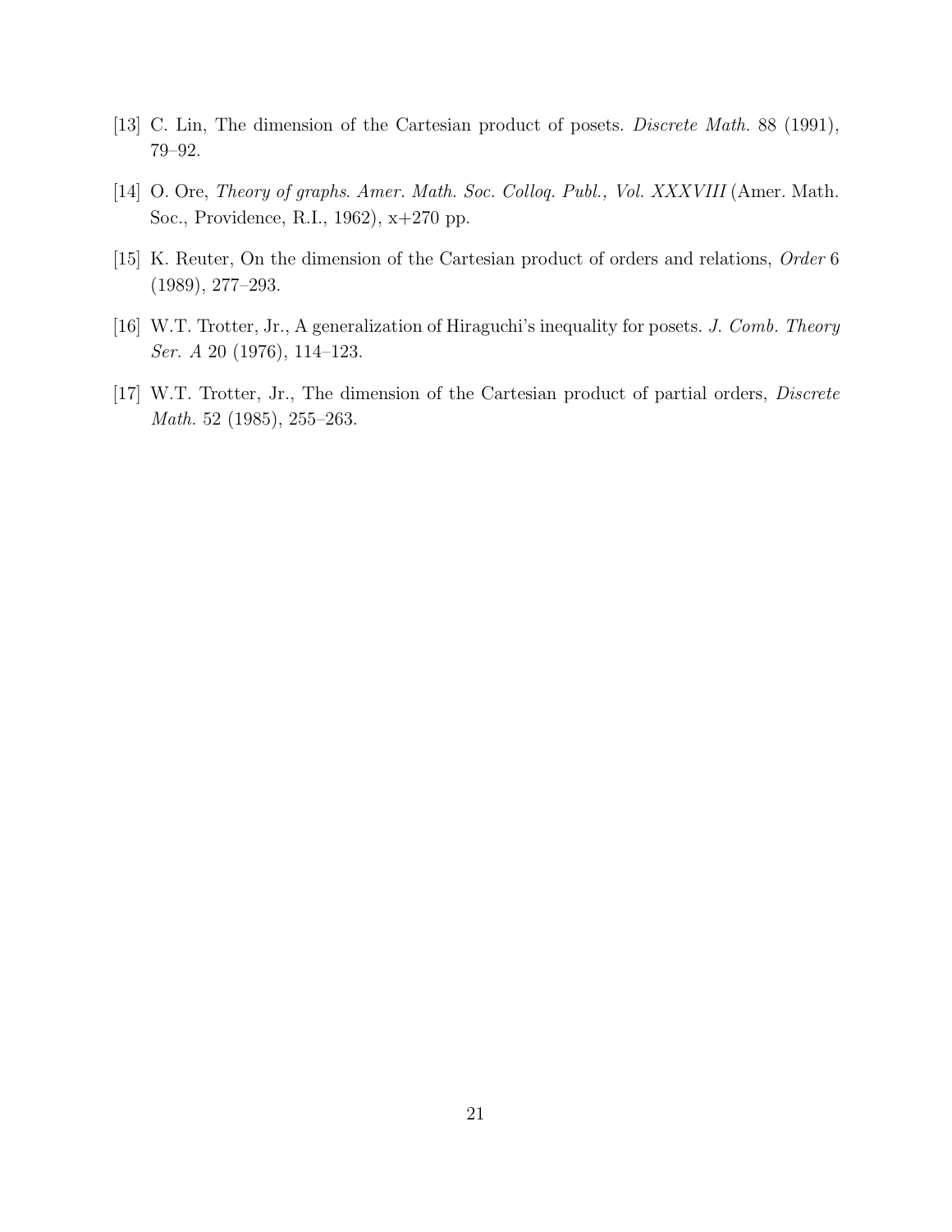[13] C. Lin, The dimension of the Cartesian product of posets. *Discrete Math.* 88 (1991), 79–92.

[14] O. Ore, *Theory of graphs. Amer. Math. Soc. Colloq. Publ., Vol. XXXVIII* (Amer. Math. Soc., Providence, R.I., 1962), x+270 pp.

[15] K. Reuter, On the dimension of the Cartesian product of orders and relations, *Order* 6 (1989), 277–293.

[16] W.T. Trotter, Jr., A generalization of Hiraguchi's inequality for posets. *J. Comb. Theory Ser. A* 20 (1976), 114–123.

[17] W.T. Trotter, Jr., The dimension of the Cartesian product of partial orders, *Discrete Math.* 52 (1985), 255–263.